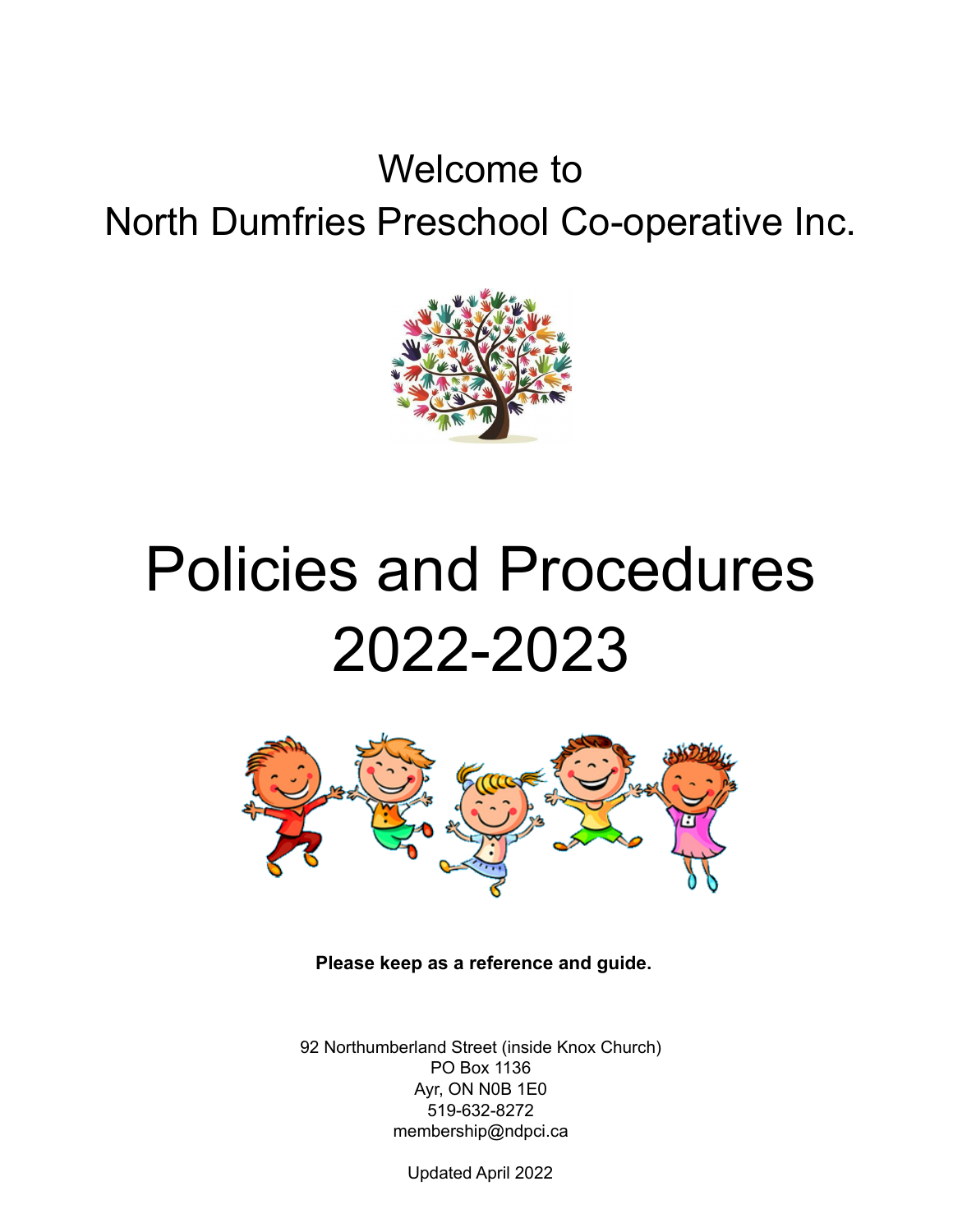# Welcome to North Dumfries Preschool Co-operative Inc.

# Policies and Procedures 2022-2023

**Please keep as a reference and guide.**

92 Northumberland Street (inside Knox Church)
PO Box 1136
Ayr, ON N0B 1E0
519-632-8272
membership@ndpci.ca

Updated April 2022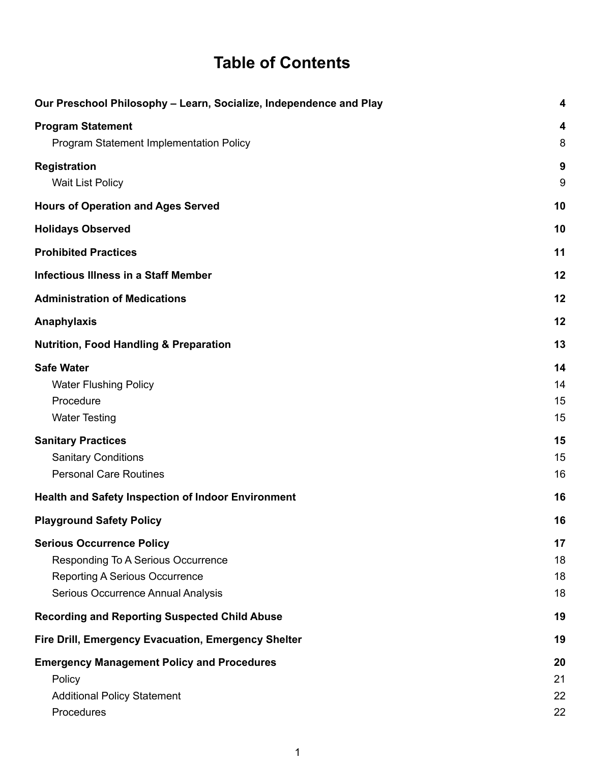# Table of Contents

| | |
|---|---|
| **Our Preschool Philosophy – Learn, Socialize, Independence and Play** | **4** |
| **Program Statement** | **4** |
| Program Statement Implementation Policy | 8 |
| **Registration** | **9** |
| Wait List Policy | 9 |
| **Hours of Operation and Ages Served** | **10** |
| **Holidays Observed** | **10** |
| **Prohibited Practices** | **11** |
| **Infectious Illness in a Staff Member** | **12** |
| **Administration of Medications** | **12** |
| **Anaphylaxis** | **12** |
| **Nutrition, Food Handling & Preparation** | **13** |
| **Safe Water** | **14** |
| Water Flushing Policy | 14 |
| Procedure | 15 |
| Water Testing | 15 |
| **Sanitary Practices** | **15** |
| Sanitary Conditions | 15 |
| Personal Care Routines | 16 |
| **Health and Safety Inspection of Indoor Environment** | **16** |
| **Playground Safety Policy** | **16** |
| **Serious Occurrence Policy** | **17** |
| Responding To A Serious Occurrence | 18 |
| Reporting A Serious Occurrence | 18 |
| Serious Occurrence Annual Analysis | 18 |
| **Recording and Reporting Suspected Child Abuse** | **19** |
| **Fire Drill, Emergency Evacuation, Emergency Shelter** | **19** |
| **Emergency Management Policy and Procedures** | **20** |
| Policy | 21 |
| Additional Policy Statement | 22 |
| Procedures | 22 |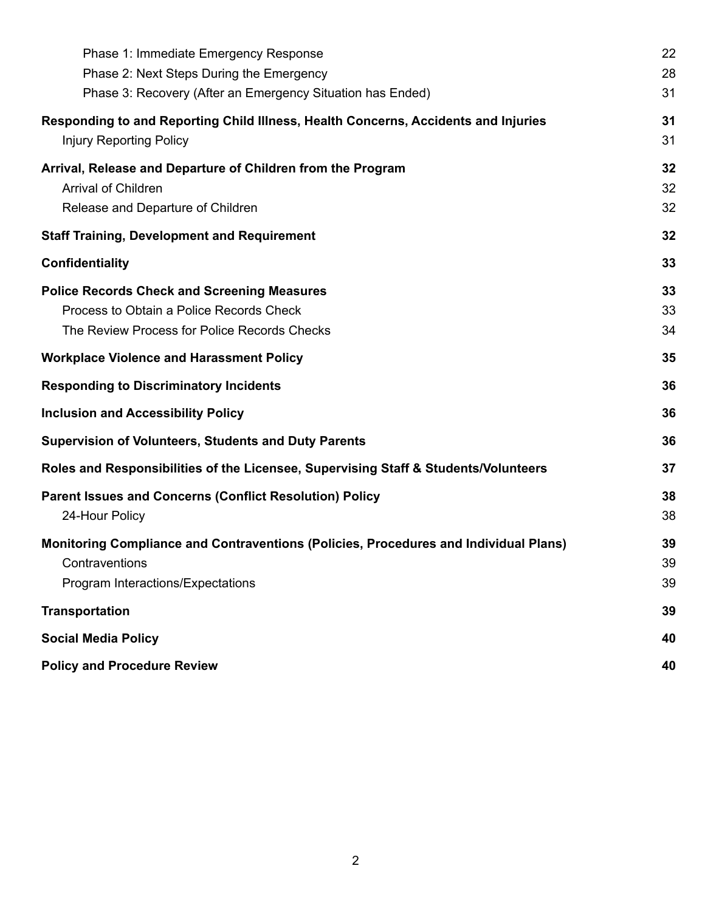| | |
|---|---|
| Phase 1: Immediate Emergency Response | 22 |
| Phase 2: Next Steps During the Emergency | 28 |
| Phase 3: Recovery (After an Emergency Situation has Ended) | 31 |
| **Responding to and Reporting Child Illness, Health Concerns, Accidents and Injuries** | **31** |
| Injury Reporting Policy | 31 |
| **Arrival, Release and Departure of Children from the Program** | **32** |
| Arrival of Children | 32 |
| Release and Departure of Children | 32 |
| **Staff Training, Development and Requirement** | **32** |
| **Confidentiality** | **33** |
| **Police Records Check and Screening Measures** | **33** |
| Process to Obtain a Police Records Check | 33 |
| The Review Process for Police Records Checks | 34 |
| **Workplace Violence and Harassment Policy** | **35** |
| **Responding to Discriminatory Incidents** | **36** |
| **Inclusion and Accessibility Policy** | **36** |
| **Supervision of Volunteers, Students and Duty Parents** | **36** |
| **Roles and Responsibilities of the Licensee, Supervising Staff & Students/Volunteers** | **37** |
| **Parent Issues and Concerns (Conflict Resolution) Policy** | **38** |
| 24-Hour Policy | 38 |
| **Monitoring Compliance and Contraventions (Policies, Procedures and Individual Plans)** | **39** |
| Contraventions | 39 |
| Program Interactions/Expectations | 39 |
| **Transportation** | **39** |
| **Social Media Policy** | **40** |
| **Policy and Procedure Review** | **40** |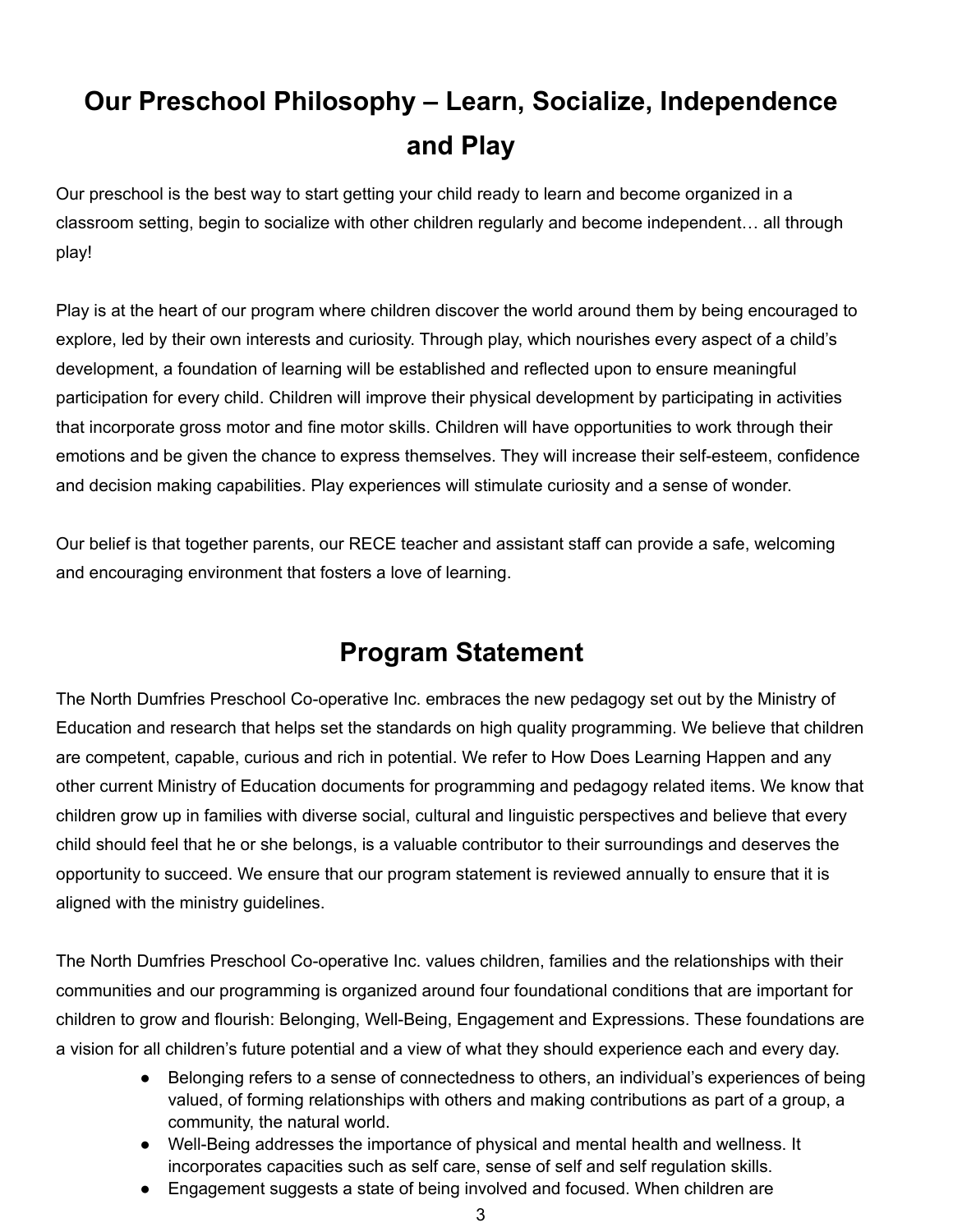# Our Preschool Philosophy – Learn, Socialize, Independence and Play

Our preschool is the best way to start getting your child ready to learn and become organized in a classroom setting, begin to socialize with other children regularly and become independent… all through play!

Play is at the heart of our program where children discover the world around them by being encouraged to explore, led by their own interests and curiosity. Through play, which nourishes every aspect of a child's development, a foundation of learning will be established and reflected upon to ensure meaningful participation for every child. Children will improve their physical development by participating in activities that incorporate gross motor and fine motor skills. Children will have opportunities to work through their emotions and be given the chance to express themselves. They will increase their self-esteem, confidence and decision making capabilities. Play experiences will stimulate curiosity and a sense of wonder.

Our belief is that together parents, our RECE teacher and assistant staff can provide a safe, welcoming and encouraging environment that fosters a love of learning.

# Program Statement

The North Dumfries Preschool Co-operative Inc. embraces the new pedagogy set out by the Ministry of Education and research that helps set the standards on high quality programming. We believe that children are competent, capable, curious and rich in potential. We refer to How Does Learning Happen and any other current Ministry of Education documents for programming and pedagogy related items. We know that children grow up in families with diverse social, cultural and linguistic perspectives and believe that every child should feel that he or she belongs, is a valuable contributor to their surroundings and deserves the opportunity to succeed. We ensure that our program statement is reviewed annually to ensure that it is aligned with the ministry guidelines.

The North Dumfries Preschool Co-operative Inc. values children, families and the relationships with their communities and our programming is organized around four foundational conditions that are important for children to grow and flourish: Belonging, Well-Being, Engagement and Expressions. These foundations are a vision for all children's future potential and a view of what they should experience each and every day.

- Belonging refers to a sense of connectedness to others, an individual's experiences of being valued, of forming relationships with others and making contributions as part of a group, a community, the natural world.
- Well-Being addresses the importance of physical and mental health and wellness. It incorporates capacities such as self care, sense of self and self regulation skills.
- Engagement suggests a state of being involved and focused. When children are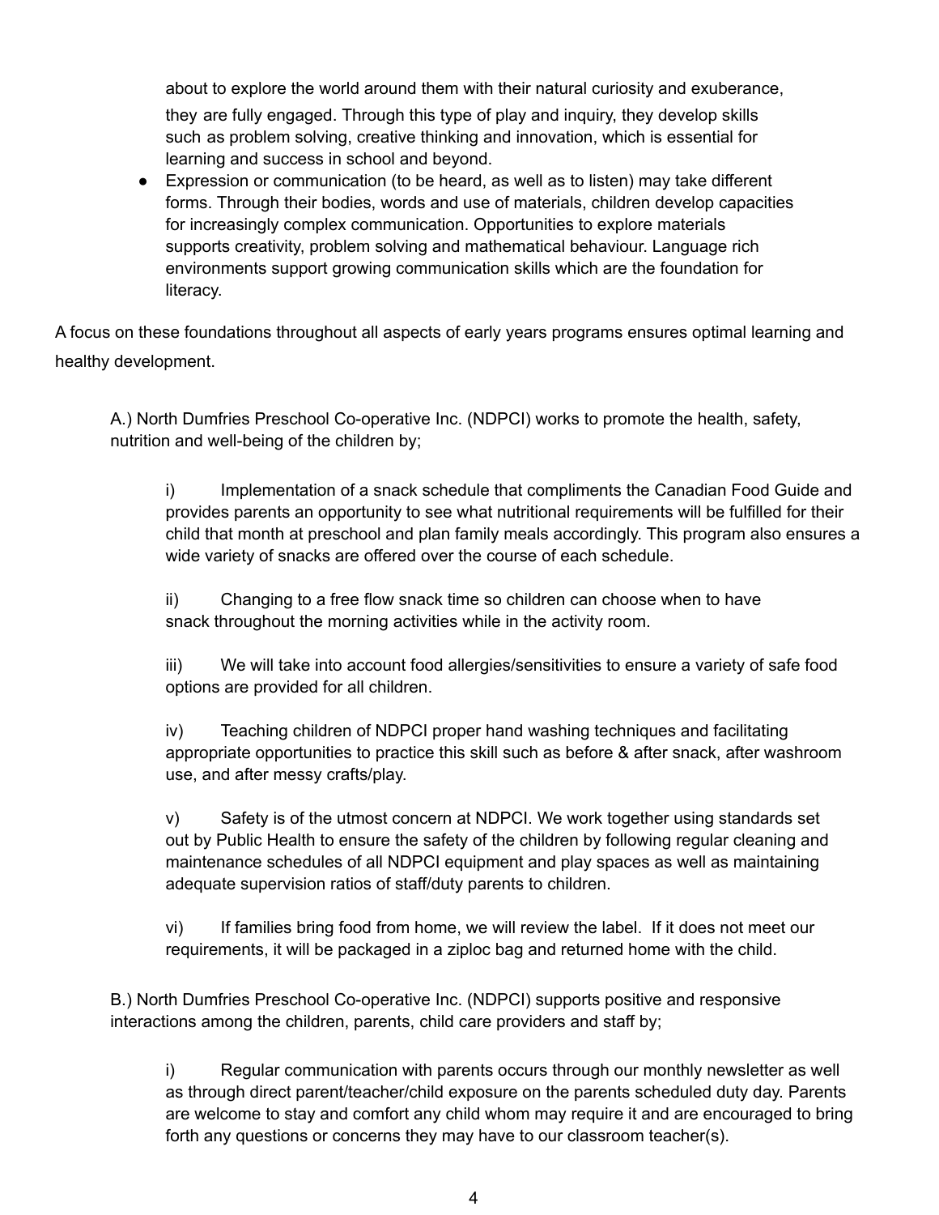about to explore the world around them with their natural curiosity and exuberance, they are fully engaged. Through this type of play and inquiry, they develop skills such as problem solving, creative thinking and innovation, which is essential for learning and success in school and beyond.

- Expression or communication (to be heard, as well as to listen) may take different forms. Through their bodies, words and use of materials, children develop capacities for increasingly complex communication. Opportunities to explore materials supports creativity, problem solving and mathematical behaviour. Language rich environments support growing communication skills which are the foundation for literacy.

A focus on these foundations throughout all aspects of early years programs ensures optimal learning and healthy development.

A.) North Dumfries Preschool Co-operative Inc. (NDPCI) works to promote the health, safety, nutrition and well-being of the children by;

i) Implementation of a snack schedule that compliments the Canadian Food Guide and provides parents an opportunity to see what nutritional requirements will be fulfilled for their child that month at preschool and plan family meals accordingly. This program also ensures a wide variety of snacks are offered over the course of each schedule.

ii) Changing to a free flow snack time so children can choose when to have snack throughout the morning activities while in the activity room.

iii) We will take into account food allergies/sensitivities to ensure a variety of safe food options are provided for all children.

iv) Teaching children of NDPCI proper hand washing techniques and facilitating appropriate opportunities to practice this skill such as before & after snack, after washroom use, and after messy crafts/play.

v) Safety is of the utmost concern at NDPCI. We work together using standards set out by Public Health to ensure the safety of the children by following regular cleaning and maintenance schedules of all NDPCI equipment and play spaces as well as maintaining adequate supervision ratios of staff/duty parents to children.

vi) If families bring food from home, we will review the label. If it does not meet our requirements, it will be packaged in a ziploc bag and returned home with the child.

B.) North Dumfries Preschool Co-operative Inc. (NDPCI) supports positive and responsive interactions among the children, parents, child care providers and staff by;

i) Regular communication with parents occurs through our monthly newsletter as well as through direct parent/teacher/child exposure on the parents scheduled duty day. Parents are welcome to stay and comfort any child whom may require it and are encouraged to bring forth any questions or concerns they may have to our classroom teacher(s).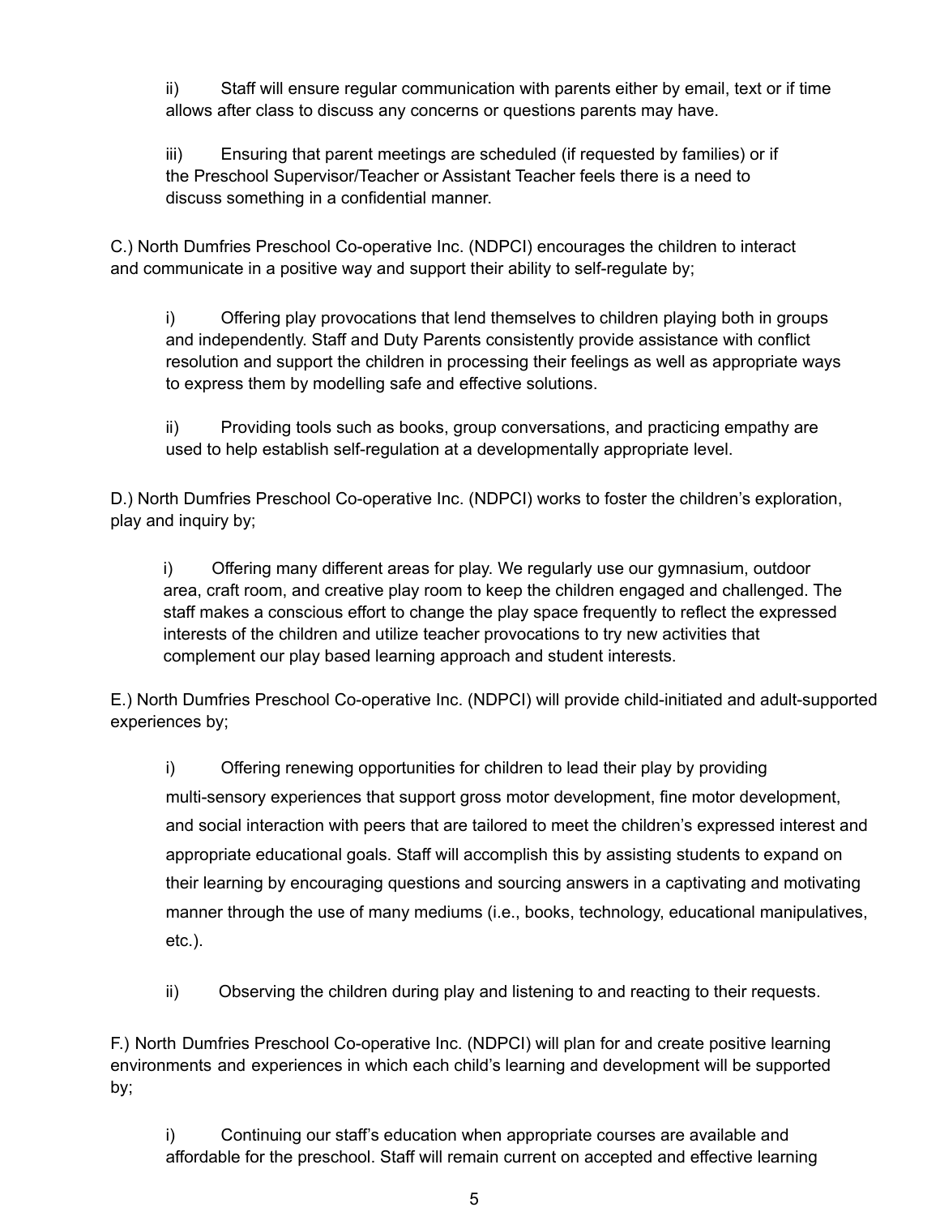ii) Staff will ensure regular communication with parents either by email, text or if time allows after class to discuss any concerns or questions parents may have.

iii) Ensuring that parent meetings are scheduled (if requested by families) or if the Preschool Supervisor/Teacher or Assistant Teacher feels there is a need to discuss something in a confidential manner.

C.) North Dumfries Preschool Co-operative Inc. (NDPCI) encourages the children to interact and communicate in a positive way and support their ability to self-regulate by;

i) Offering play provocations that lend themselves to children playing both in groups and independently. Staff and Duty Parents consistently provide assistance with conflict resolution and support the children in processing their feelings as well as appropriate ways to express them by modelling safe and effective solutions.

ii) Providing tools such as books, group conversations, and practicing empathy are used to help establish self-regulation at a developmentally appropriate level.

D.) North Dumfries Preschool Co-operative Inc. (NDPCI) works to foster the children's exploration, play and inquiry by;

i) Offering many different areas for play. We regularly use our gymnasium, outdoor area, craft room, and creative play room to keep the children engaged and challenged. The staff makes a conscious effort to change the play space frequently to reflect the expressed interests of the children and utilize teacher provocations to try new activities that complement our play based learning approach and student interests.

E.) North Dumfries Preschool Co-operative Inc. (NDPCI) will provide child-initiated and adult-supported experiences by;

i) Offering renewing opportunities for children to lead their play by providing multi-sensory experiences that support gross motor development, fine motor development, and social interaction with peers that are tailored to meet the children's expressed interest and appropriate educational goals. Staff will accomplish this by assisting students to expand on their learning by encouraging questions and sourcing answers in a captivating and motivating manner through the use of many mediums (i.e., books, technology, educational manipulatives, etc.).

ii) Observing the children during play and listening to and reacting to their requests.

F.) North Dumfries Preschool Co-operative Inc. (NDPCI) will plan for and create positive learning environments and experiences in which each child's learning and development will be supported by;

i) Continuing our staff's education when appropriate courses are available and affordable for the preschool. Staff will remain current on accepted and effective learning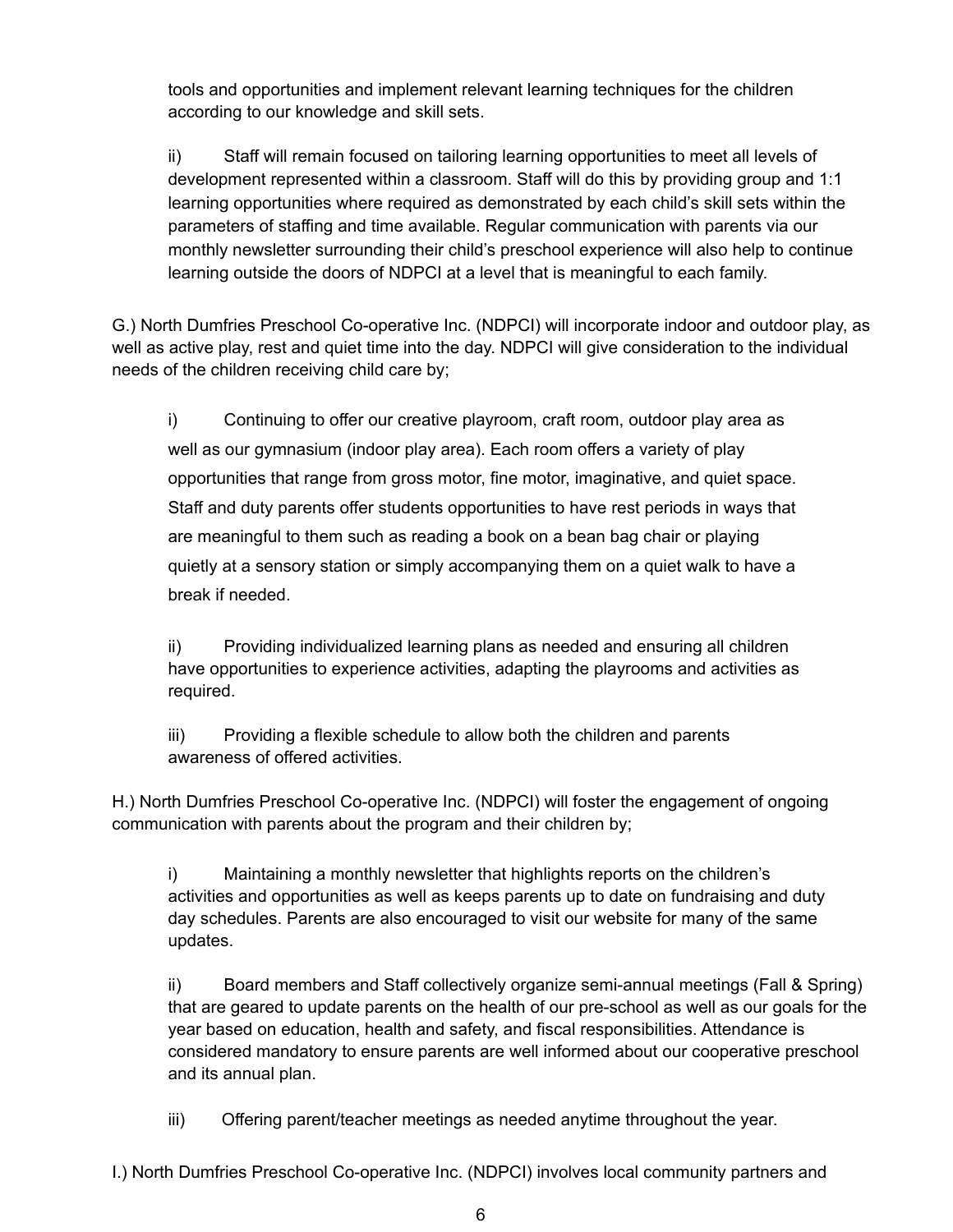tools and opportunities and implement relevant learning techniques for the children according to our knowledge and skill sets.

ii) Staff will remain focused on tailoring learning opportunities to meet all levels of development represented within a classroom. Staff will do this by providing group and 1:1 learning opportunities where required as demonstrated by each child's skill sets within the parameters of staffing and time available. Regular communication with parents via our monthly newsletter surrounding their child's preschool experience will also help to continue learning outside the doors of NDPCI at a level that is meaningful to each family.

G.) North Dumfries Preschool Co-operative Inc. (NDPCI) will incorporate indoor and outdoor play, as well as active play, rest and quiet time into the day. NDPCI will give consideration to the individual needs of the children receiving child care by;

i) Continuing to offer our creative playroom, craft room, outdoor play area as well as our gymnasium (indoor play area). Each room offers a variety of play opportunities that range from gross motor, fine motor, imaginative, and quiet space. Staff and duty parents offer students opportunities to have rest periods in ways that are meaningful to them such as reading a book on a bean bag chair or playing quietly at a sensory station or simply accompanying them on a quiet walk to have a break if needed.

ii) Providing individualized learning plans as needed and ensuring all children have opportunities to experience activities, adapting the playrooms and activities as required.

iii) Providing a flexible schedule to allow both the children and parents awareness of offered activities.

H.) North Dumfries Preschool Co-operative Inc. (NDPCI) will foster the engagement of ongoing communication with parents about the program and their children by;

i) Maintaining a monthly newsletter that highlights reports on the children's activities and opportunities as well as keeps parents up to date on fundraising and duty day schedules. Parents are also encouraged to visit our website for many of the same updates.

ii) Board members and Staff collectively organize semi-annual meetings (Fall & Spring) that are geared to update parents on the health of our pre-school as well as our goals for the year based on education, health and safety, and fiscal responsibilities. Attendance is considered mandatory to ensure parents are well informed about our cooperative preschool and its annual plan.

iii) Offering parent/teacher meetings as needed anytime throughout the year.

I.) North Dumfries Preschool Co-operative Inc. (NDPCI) involves local community partners and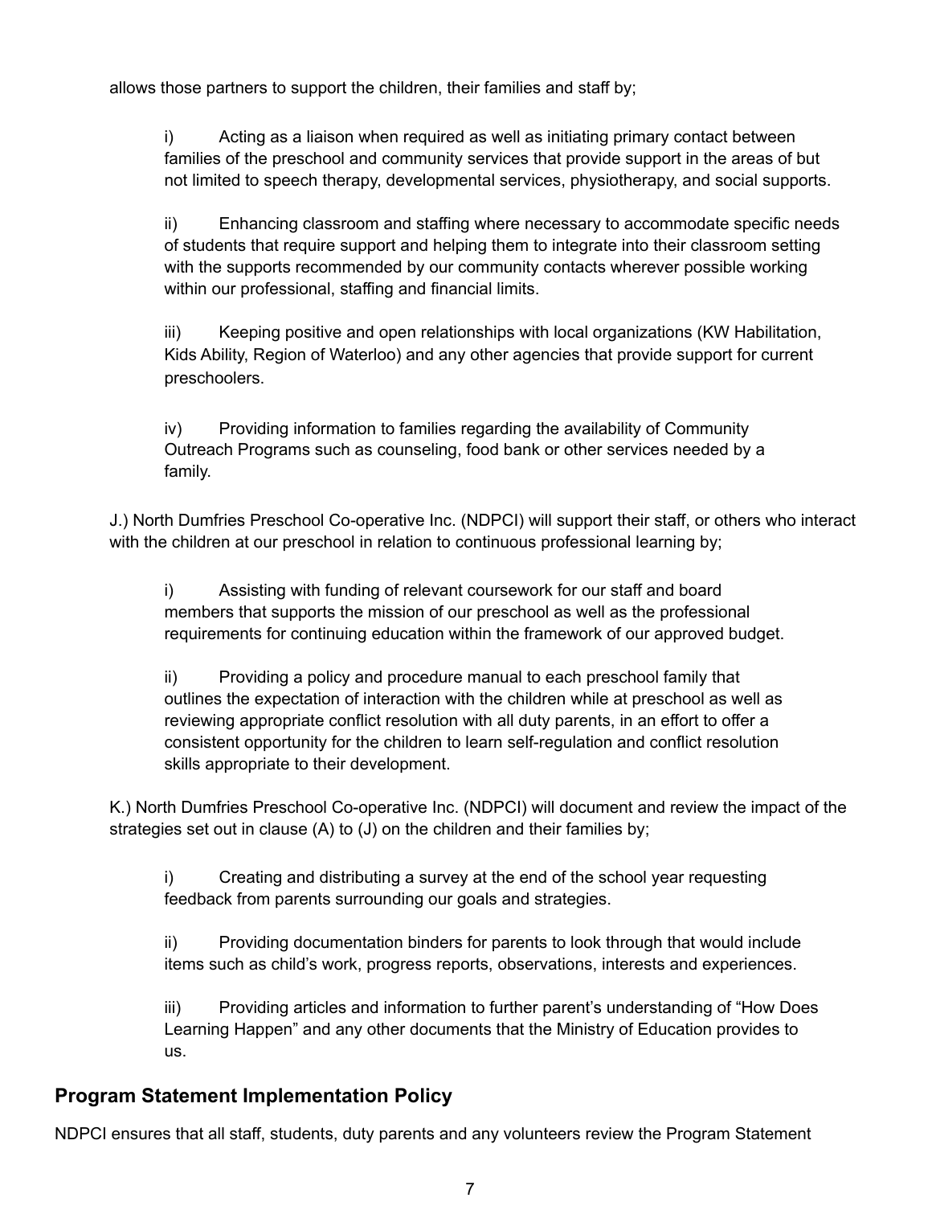allows those partners to support the children, their families and staff by;

i) Acting as a liaison when required as well as initiating primary contact between families of the preschool and community services that provide support in the areas of but not limited to speech therapy, developmental services, physiotherapy, and social supports.

ii) Enhancing classroom and staffing where necessary to accommodate specific needs of students that require support and helping them to integrate into their classroom setting with the supports recommended by our community contacts wherever possible working within our professional, staffing and financial limits.

iii) Keeping positive and open relationships with local organizations (KW Habilitation, Kids Ability, Region of Waterloo) and any other agencies that provide support for current preschoolers.

iv) Providing information to families regarding the availability of Community Outreach Programs such as counseling, food bank or other services needed by a family.

J.) North Dumfries Preschool Co-operative Inc. (NDPCI) will support their staff, or others who interact with the children at our preschool in relation to continuous professional learning by;

i) Assisting with funding of relevant coursework for our staff and board members that supports the mission of our preschool as well as the professional requirements for continuing education within the framework of our approved budget.

ii) Providing a policy and procedure manual to each preschool family that outlines the expectation of interaction with the children while at preschool as well as reviewing appropriate conflict resolution with all duty parents, in an effort to offer a consistent opportunity for the children to learn self-regulation and conflict resolution skills appropriate to their development.

K.) North Dumfries Preschool Co-operative Inc. (NDPCI) will document and review the impact of the strategies set out in clause (A) to (J) on the children and their families by;

i) Creating and distributing a survey at the end of the school year requesting feedback from parents surrounding our goals and strategies.

ii) Providing documentation binders for parents to look through that would include items such as child's work, progress reports, observations, interests and experiences.

iii) Providing articles and information to further parent's understanding of "How Does Learning Happen" and any other documents that the Ministry of Education provides to us.

## Program Statement Implementation Policy

NDPCI ensures that all staff, students, duty parents and any volunteers review the Program Statement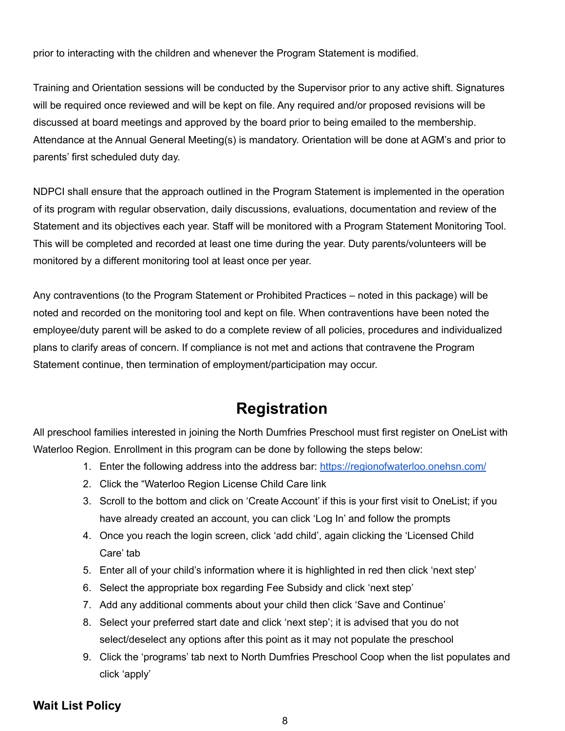prior to interacting with the children and whenever the Program Statement is modified.

Training and Orientation sessions will be conducted by the Supervisor prior to any active shift. Signatures will be required once reviewed and will be kept on file. Any required and/or proposed revisions will be discussed at board meetings and approved by the board prior to being emailed to the membership. Attendance at the Annual General Meeting(s) is mandatory. Orientation will be done at AGM's and prior to parents' first scheduled duty day.

NDPCI shall ensure that the approach outlined in the Program Statement is implemented in the operation of its program with regular observation, daily discussions, evaluations, documentation and review of the Statement and its objectives each year. Staff will be monitored with a Program Statement Monitoring Tool. This will be completed and recorded at least one time during the year. Duty parents/volunteers will be monitored by a different monitoring tool at least once per year.

Any contraventions (to the Program Statement or Prohibited Practices – noted in this package) will be noted and recorded on the monitoring tool and kept on file. When contraventions have been noted the employee/duty parent will be asked to do a complete review of all policies, procedures and individualized plans to clarify areas of concern. If compliance is not met and actions that contravene the Program Statement continue, then termination of employment/participation may occur.

## Registration

All preschool families interested in joining the North Dumfries Preschool must first register on OneList with Waterloo Region. Enrollment in this program can be done by following the steps below:

1. Enter the following address into the address bar: https://regionofwaterloo.onehsn.com/
2. Click the "Waterloo Region License Child Care link
3. Scroll to the bottom and click on 'Create Account' if this is your first visit to OneList; if you have already created an account, you can click 'Log In' and follow the prompts
4. Once you reach the login screen, click 'add child', again clicking the 'Licensed Child Care' tab
5. Enter all of your child's information where it is highlighted in red then click 'next step'
6. Select the appropriate box regarding Fee Subsidy and click 'next step'
7. Add any additional comments about your child then click 'Save and Continue'
8. Select your preferred start date and click 'next step'; it is advised that you do not select/deselect any options after this point as it may not populate the preschool
9. Click the 'programs' tab next to North Dumfries Preschool Coop when the list populates and click 'apply'

### Wait List Policy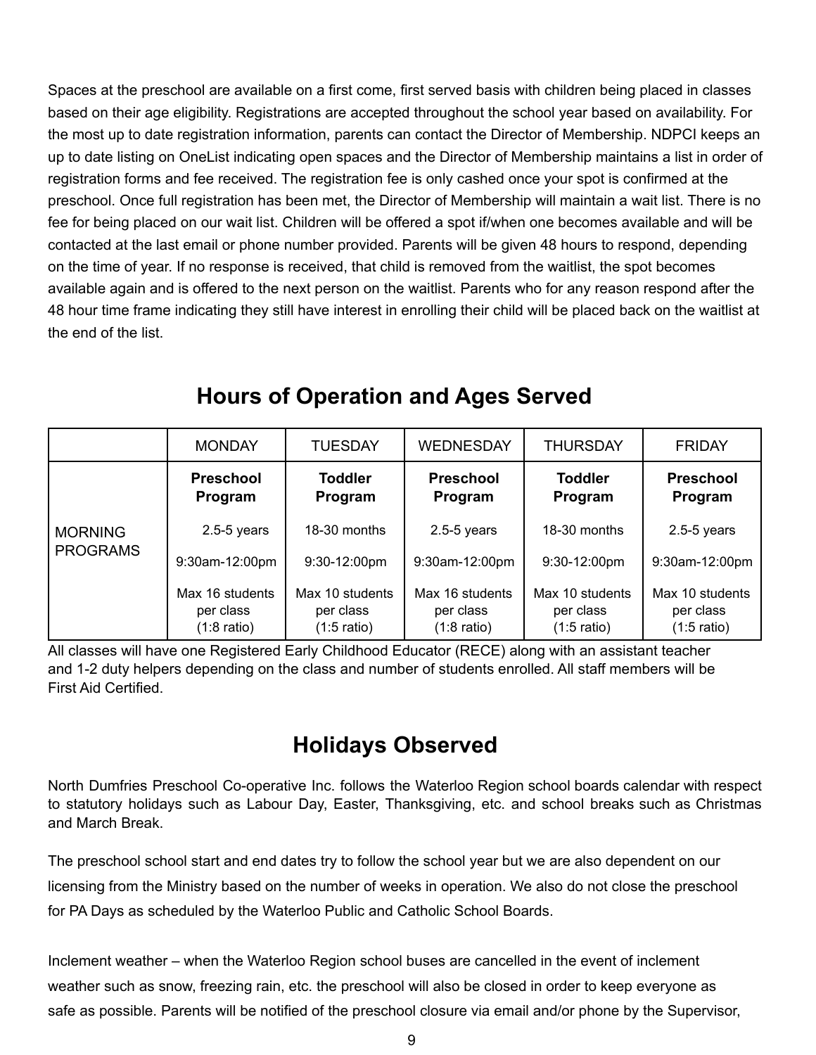Spaces at the preschool are available on a first come, first served basis with children being placed in classes based on their age eligibility. Registrations are accepted throughout the school year based on availability. For the most up to date registration information, parents can contact the Director of Membership. NDPCI keeps an up to date listing on OneList indicating open spaces and the Director of Membership maintains a list in order of registration forms and fee received. The registration fee is only cashed once your spot is confirmed at the preschool. Once full registration has been met, the Director of Membership will maintain a wait list. There is no fee for being placed on our wait list. Children will be offered a spot if/when one becomes available and will be contacted at the last email or phone number provided. Parents will be given 48 hours to respond, depending on the time of year. If no response is received, that child is removed from the waitlist, the spot becomes available again and is offered to the next person on the waitlist. Parents who for any reason respond after the 48 hour time frame indicating they still have interest in enrolling their child will be placed back on the waitlist at the end of the list.

## Hours of Operation and Ages Served

| | MONDAY | TUESDAY | WEDNESDAY | THURSDAY | FRIDAY |
|---|---|---|---|---|---|
| MORNING PROGRAMS | **Preschool Program**<br>2.5-5 years<br>9:30am-12:00pm<br>Max 16 students per class (1:8 ratio) | **Toddler Program**<br>18-30 months<br>9:30-12:00pm<br>Max 10 students per class (1:5 ratio) | **Preschool Program**<br>2.5-5 years<br>9:30am-12:00pm<br>Max 16 students per class (1:8 ratio) | **Toddler Program**<br>18-30 months<br>9:30-12:00pm<br>Max 10 students per class (1:5 ratio) | **Preschool Program**<br>2.5-5 years<br>9:30am-12:00pm<br>Max 10 students per class (1:5 ratio) |

All classes will have one Registered Early Childhood Educator (RECE) along with an assistant teacher and 1-2 duty helpers depending on the class and number of students enrolled. All staff members will be First Aid Certified.

## Holidays Observed

North Dumfries Preschool Co-operative Inc. follows the Waterloo Region school boards calendar with respect to statutory holidays such as Labour Day, Easter, Thanksgiving, etc. and school breaks such as Christmas and March Break.

The preschool school start and end dates try to follow the school year but we are also dependent on our licensing from the Ministry based on the number of weeks in operation. We also do not close the preschool for PA Days as scheduled by the Waterloo Public and Catholic School Boards.

Inclement weather – when the Waterloo Region school buses are cancelled in the event of inclement weather such as snow, freezing rain, etc. the preschool will also be closed in order to keep everyone as safe as possible. Parents will be notified of the preschool closure via email and/or phone by the Supervisor,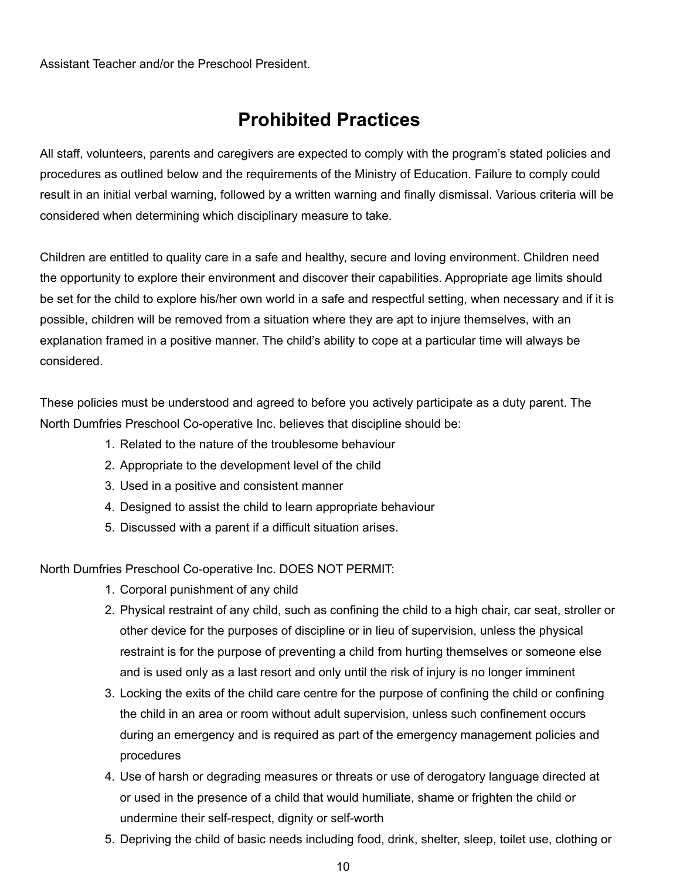Assistant Teacher and/or the Preschool President.

# Prohibited Practices

All staff, volunteers, parents and caregivers are expected to comply with the program's stated policies and procedures as outlined below and the requirements of the Ministry of Education. Failure to comply could result in an initial verbal warning, followed by a written warning and finally dismissal. Various criteria will be considered when determining which disciplinary measure to take.

Children are entitled to quality care in a safe and healthy, secure and loving environment. Children need the opportunity to explore their environment and discover their capabilities. Appropriate age limits should be set for the child to explore his/her own world in a safe and respectful setting, when necessary and if it is possible, children will be removed from a situation where they are apt to injure themselves, with an explanation framed in a positive manner. The child's ability to cope at a particular time will always be considered.

These policies must be understood and agreed to before you actively participate as a duty parent. The North Dumfries Preschool Co-operative Inc. believes that discipline should be:

1. Related to the nature of the troublesome behaviour
2. Appropriate to the development level of the child
3. Used in a positive and consistent manner
4. Designed to assist the child to learn appropriate behaviour
5. Discussed with a parent if a difficult situation arises.

North Dumfries Preschool Co-operative Inc. DOES NOT PERMIT:

1. Corporal punishment of any child
2. Physical restraint of any child, such as confining the child to a high chair, car seat, stroller or other device for the purposes of discipline or in lieu of supervision, unless the physical restraint is for the purpose of preventing a child from hurting themselves or someone else and is used only as a last resort and only until the risk of injury is no longer imminent
3. Locking the exits of the child care centre for the purpose of confining the child or confining the child in an area or room without adult supervision, unless such confinement occurs during an emergency and is required as part of the emergency management policies and procedures
4. Use of harsh or degrading measures or threats or use of derogatory language directed at or used in the presence of a child that would humiliate, shame or frighten the child or undermine their self-respect, dignity or self-worth
5. Depriving the child of basic needs including food, drink, shelter, sleep, toilet use, clothing or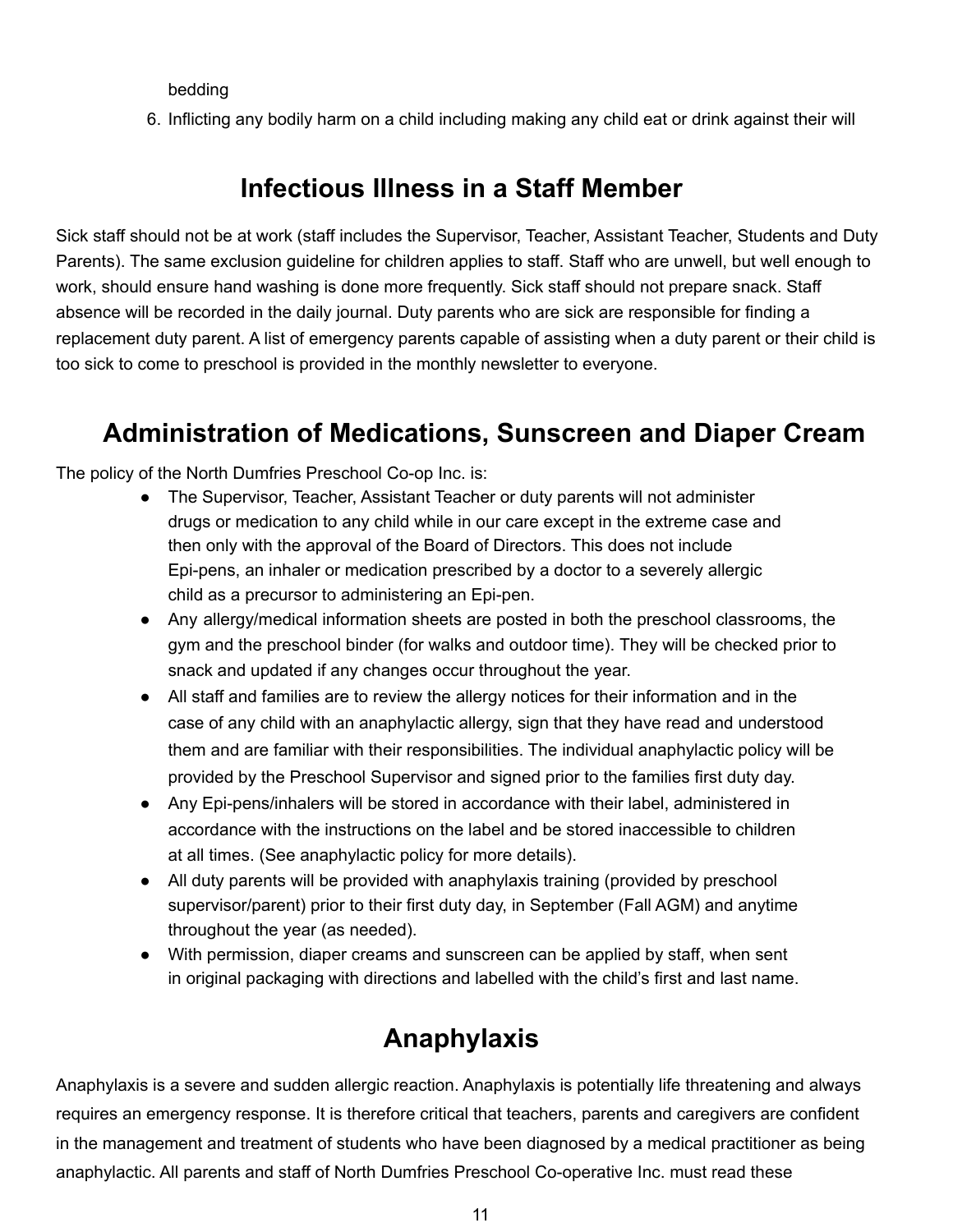bedding

6. Inflicting any bodily harm on a child including making any child eat or drink against their will

## Infectious Illness in a Staff Member

Sick staff should not be at work (staff includes the Supervisor, Teacher, Assistant Teacher, Students and Duty Parents). The same exclusion guideline for children applies to staff. Staff who are unwell, but well enough to work, should ensure hand washing is done more frequently. Sick staff should not prepare snack. Staff absence will be recorded in the daily journal. Duty parents who are sick are responsible for finding a replacement duty parent. A list of emergency parents capable of assisting when a duty parent or their child is too sick to come to preschool is provided in the monthly newsletter to everyone.

## Administration of Medications, Sunscreen and Diaper Cream

The policy of the North Dumfries Preschool Co-op Inc. is:

- The Supervisor, Teacher, Assistant Teacher or duty parents will not administer drugs or medication to any child while in our care except in the extreme case and then only with the approval of the Board of Directors. This does not include Epi-pens, an inhaler or medication prescribed by a doctor to a severely allergic child as a precursor to administering an Epi-pen.
- Any allergy/medical information sheets are posted in both the preschool classrooms, the gym and the preschool binder (for walks and outdoor time). They will be checked prior to snack and updated if any changes occur throughout the year.
- All staff and families are to review the allergy notices for their information and in the case of any child with an anaphylactic allergy, sign that they have read and understood them and are familiar with their responsibilities. The individual anaphylactic policy will be provided by the Preschool Supervisor and signed prior to the families first duty day.
- Any Epi-pens/inhalers will be stored in accordance with their label, administered in accordance with the instructions on the label and be stored inaccessible to children at all times. (See anaphylactic policy for more details).
- All duty parents will be provided with anaphylaxis training (provided by preschool supervisor/parent) prior to their first duty day, in September (Fall AGM) and anytime throughout the year (as needed).
- With permission, diaper creams and sunscreen can be applied by staff, when sent in original packaging with directions and labelled with the child's first and last name.

## Anaphylaxis

Anaphylaxis is a severe and sudden allergic reaction. Anaphylaxis is potentially life threatening and always requires an emergency response. It is therefore critical that teachers, parents and caregivers are confident in the management and treatment of students who have been diagnosed by a medical practitioner as being anaphylactic. All parents and staff of North Dumfries Preschool Co-operative Inc. must read these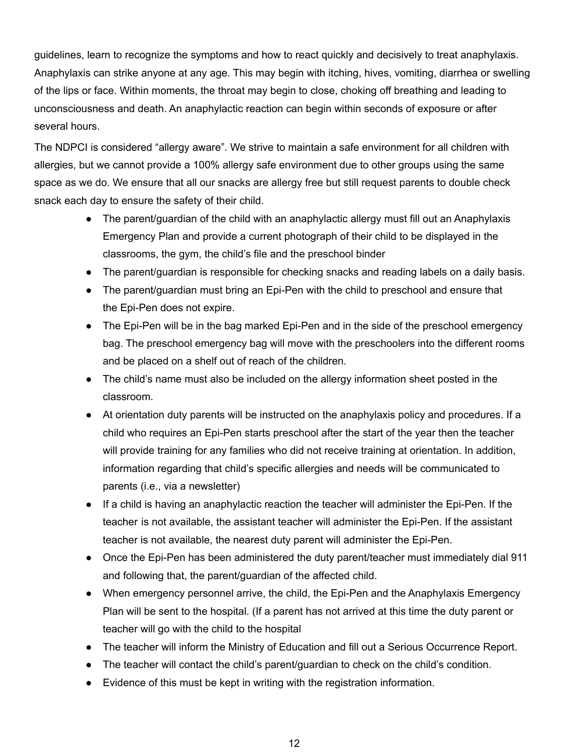guidelines, learn to recognize the symptoms and how to react quickly and decisively to treat anaphylaxis. Anaphylaxis can strike anyone at any age. This may begin with itching, hives, vomiting, diarrhea or swelling of the lips or face. Within moments, the throat may begin to close, choking off breathing and leading to unconsciousness and death. An anaphylactic reaction can begin within seconds of exposure or after several hours.

The NDPCI is considered "allergy aware". We strive to maintain a safe environment for all children with allergies, but we cannot provide a 100% allergy safe environment due to other groups using the same space as we do. We ensure that all our snacks are allergy free but still request parents to double check snack each day to ensure the safety of their child.

- The parent/guardian of the child with an anaphylactic allergy must fill out an Anaphylaxis Emergency Plan and provide a current photograph of their child to be displayed in the classrooms, the gym, the child's file and the preschool binder
- The parent/guardian is responsible for checking snacks and reading labels on a daily basis.
- The parent/guardian must bring an Epi-Pen with the child to preschool and ensure that the Epi-Pen does not expire.
- The Epi-Pen will be in the bag marked Epi-Pen and in the side of the preschool emergency bag. The preschool emergency bag will move with the preschoolers into the different rooms and be placed on a shelf out of reach of the children.
- The child's name must also be included on the allergy information sheet posted in the classroom.
- At orientation duty parents will be instructed on the anaphylaxis policy and procedures. If a child who requires an Epi-Pen starts preschool after the start of the year then the teacher will provide training for any families who did not receive training at orientation. In addition, information regarding that child's specific allergies and needs will be communicated to parents (i.e., via a newsletter)
- If a child is having an anaphylactic reaction the teacher will administer the Epi-Pen. If the teacher is not available, the assistant teacher will administer the Epi-Pen. If the assistant teacher is not available, the nearest duty parent will administer the Epi-Pen.
- Once the Epi-Pen has been administered the duty parent/teacher must immediately dial 911 and following that, the parent/guardian of the affected child.
- When emergency personnel arrive, the child, the Epi-Pen and the Anaphylaxis Emergency Plan will be sent to the hospital. (If a parent has not arrived at this time the duty parent or teacher will go with the child to the hospital
- The teacher will inform the Ministry of Education and fill out a Serious Occurrence Report.
- The teacher will contact the child's parent/guardian to check on the child's condition.
- Evidence of this must be kept in writing with the registration information.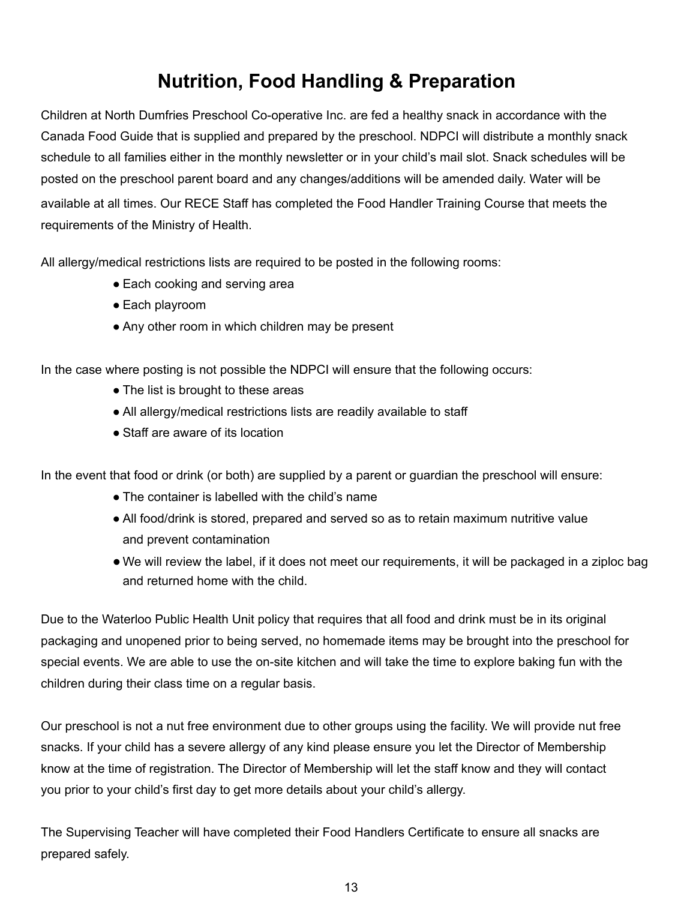# Nutrition, Food Handling & Preparation

Children at North Dumfries Preschool Co-operative Inc. are fed a healthy snack in accordance with the Canada Food Guide that is supplied and prepared by the preschool. NDPCI will distribute a monthly snack schedule to all families either in the monthly newsletter or in your child's mail slot. Snack schedules will be posted on the preschool parent board and any changes/additions will be amended daily. Water will be available at all times. Our RECE Staff has completed the Food Handler Training Course that meets the requirements of the Ministry of Health.

All allergy/medical restrictions lists are required to be posted in the following rooms:

- Each cooking and serving area
- Each playroom
- Any other room in which children may be present

In the case where posting is not possible the NDPCI will ensure that the following occurs:

- The list is brought to these areas
- All allergy/medical restrictions lists are readily available to staff
- Staff are aware of its location

In the event that food or drink (or both) are supplied by a parent or guardian the preschool will ensure:

- The container is labelled with the child's name
- All food/drink is stored, prepared and served so as to retain maximum nutritive value and prevent contamination
- We will review the label, if it does not meet our requirements, it will be packaged in a ziploc bag and returned home with the child.

Due to the Waterloo Public Health Unit policy that requires that all food and drink must be in its original packaging and unopened prior to being served, no homemade items may be brought into the preschool for special events. We are able to use the on-site kitchen and will take the time to explore baking fun with the children during their class time on a regular basis.

Our preschool is not a nut free environment due to other groups using the facility. We will provide nut free snacks. If your child has a severe allergy of any kind please ensure you let the Director of Membership know at the time of registration. The Director of Membership will let the staff know and they will contact you prior to your child's first day to get more details about your child's allergy.

The Supervising Teacher will have completed their Food Handlers Certificate to ensure all snacks are prepared safely.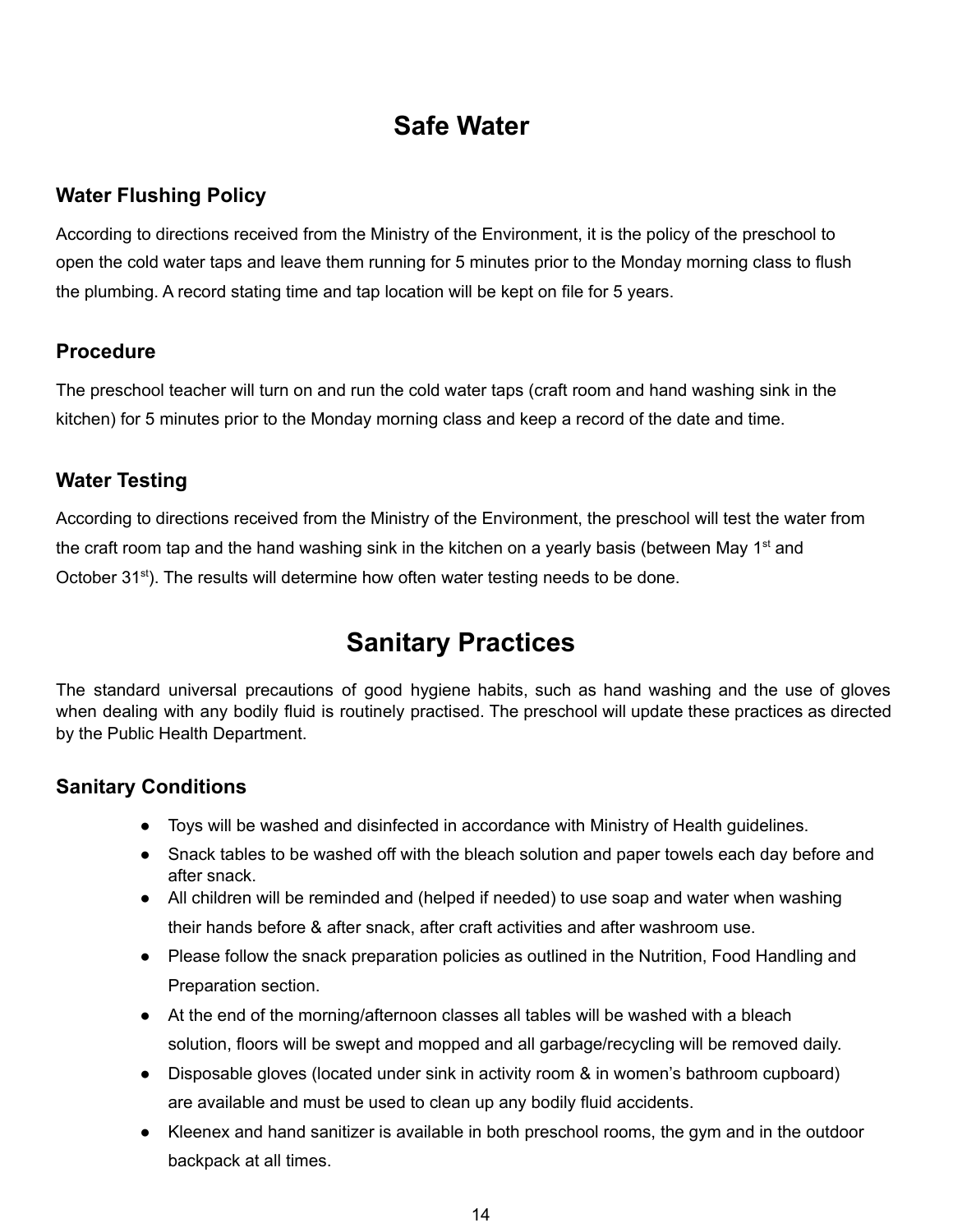# Safe Water

### Water Flushing Policy

According to directions received from the Ministry of the Environment, it is the policy of the preschool to open the cold water taps and leave them running for 5 minutes prior to the Monday morning class to flush the plumbing. A record stating time and tap location will be kept on file for 5 years.

### Procedure

The preschool teacher will turn on and run the cold water taps (craft room and hand washing sink in the kitchen) for 5 minutes prior to the Monday morning class and keep a record of the date and time.

### Water Testing

According to directions received from the Ministry of the Environment, the preschool will test the water from the craft room tap and the hand washing sink in the kitchen on a yearly basis (between May 1st and October 31st). The results will determine how often water testing needs to be done.

# Sanitary Practices

The standard universal precautions of good hygiene habits, such as hand washing and the use of gloves when dealing with any bodily fluid is routinely practised. The preschool will update these practices as directed by the Public Health Department.

### Sanitary Conditions

- Toys will be washed and disinfected in accordance with Ministry of Health guidelines.
- Snack tables to be washed off with the bleach solution and paper towels each day before and after snack.
- All children will be reminded and (helped if needed) to use soap and water when washing their hands before & after snack, after craft activities and after washroom use.
- Please follow the snack preparation policies as outlined in the Nutrition, Food Handling and Preparation section.
- At the end of the morning/afternoon classes all tables will be washed with a bleach solution, floors will be swept and mopped and all garbage/recycling will be removed daily.
- Disposable gloves (located under sink in activity room & in women's bathroom cupboard) are available and must be used to clean up any bodily fluid accidents.
- Kleenex and hand sanitizer is available in both preschool rooms, the gym and in the outdoor backpack at all times.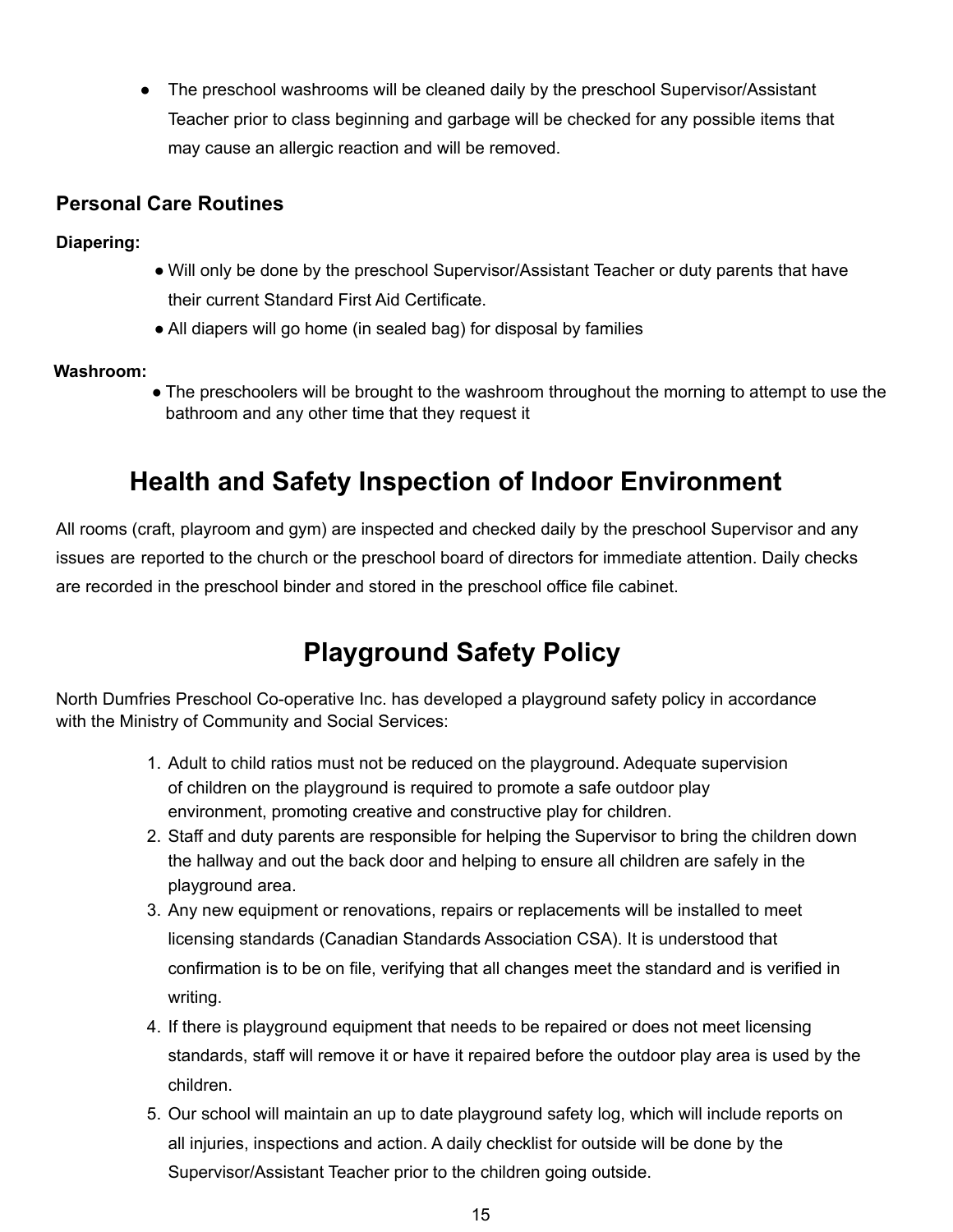- The preschool washrooms will be cleaned daily by the preschool Supervisor/Assistant Teacher prior to class beginning and garbage will be checked for any possible items that may cause an allergic reaction and will be removed.

### Personal Care Routines

**Diapering:**

- Will only be done by the preschool Supervisor/Assistant Teacher or duty parents that have their current Standard First Aid Certificate.
- All diapers will go home (in sealed bag) for disposal by families

**Washroom:**

- The preschoolers will be brought to the washroom throughout the morning to attempt to use the bathroom and any other time that they request it

## Health and Safety Inspection of Indoor Environment

All rooms (craft, playroom and gym) are inspected and checked daily by the preschool Supervisor and any issues are reported to the church or the preschool board of directors for immediate attention. Daily checks are recorded in the preschool binder and stored in the preschool office file cabinet.

## Playground Safety Policy

North Dumfries Preschool Co-operative Inc. has developed a playground safety policy in accordance with the Ministry of Community and Social Services:

1. Adult to child ratios must not be reduced on the playground. Adequate supervision of children on the playground is required to promote a safe outdoor play environment, promoting creative and constructive play for children.
2. Staff and duty parents are responsible for helping the Supervisor to bring the children down the hallway and out the back door and helping to ensure all children are safely in the playground area.
3. Any new equipment or renovations, repairs or replacements will be installed to meet licensing standards (Canadian Standards Association CSA). It is understood that confirmation is to be on file, verifying that all changes meet the standard and is verified in writing.
4. If there is playground equipment that needs to be repaired or does not meet licensing standards, staff will remove it or have it repaired before the outdoor play area is used by the children.
5. Our school will maintain an up to date playground safety log, which will include reports on all injuries, inspections and action. A daily checklist for outside will be done by the Supervisor/Assistant Teacher prior to the children going outside.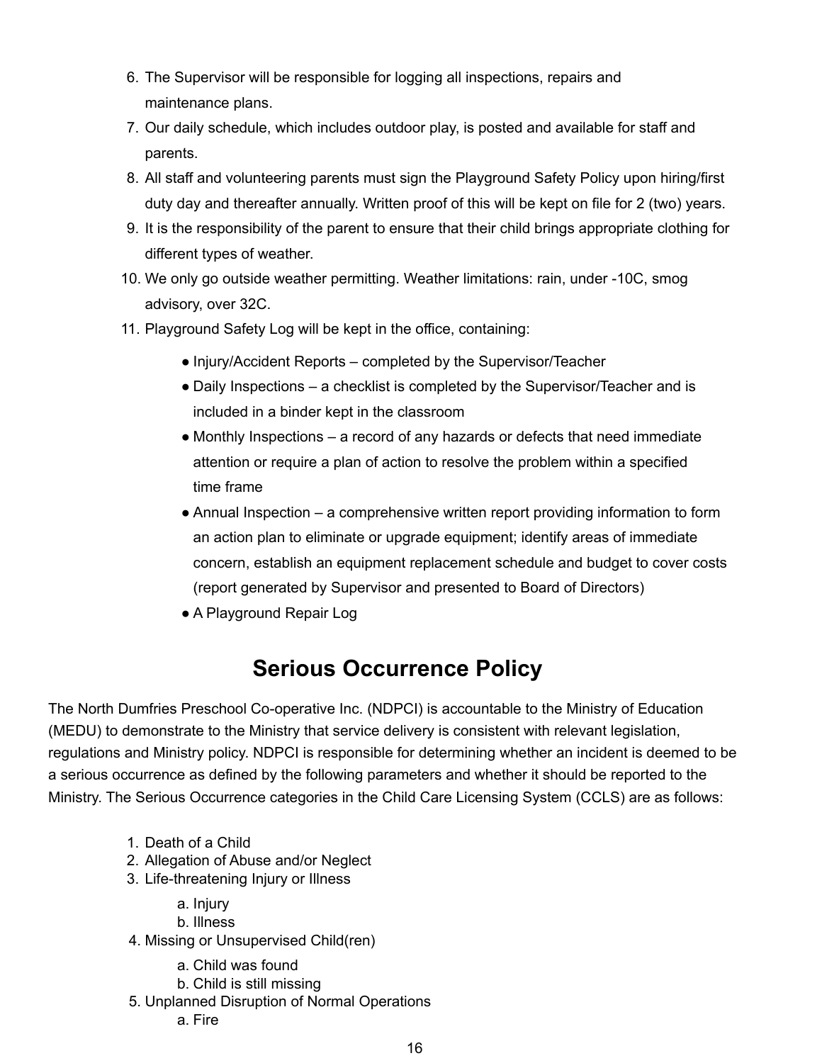6. The Supervisor will be responsible for logging all inspections, repairs and maintenance plans.
7. Our daily schedule, which includes outdoor play, is posted and available for staff and parents.
8. All staff and volunteering parents must sign the Playground Safety Policy upon hiring/first duty day and thereafter annually. Written proof of this will be kept on file for 2 (two) years.
9. It is the responsibility of the parent to ensure that their child brings appropriate clothing for different types of weather.
10. We only go outside weather permitting. Weather limitations: rain, under -10C, smog advisory, over 32C.
11. Playground Safety Log will be kept in the office, containing:
    - Injury/Accident Reports – completed by the Supervisor/Teacher
    - Daily Inspections – a checklist is completed by the Supervisor/Teacher and is included in a binder kept in the classroom
    - Monthly Inspections – a record of any hazards or defects that need immediate attention or require a plan of action to resolve the problem within a specified time frame
    - Annual Inspection – a comprehensive written report providing information to form an action plan to eliminate or upgrade equipment; identify areas of immediate concern, establish an equipment replacement schedule and budget to cover costs (report generated by Supervisor and presented to Board of Directors)
    - A Playground Repair Log

# Serious Occurrence Policy

The North Dumfries Preschool Co-operative Inc. (NDPCI) is accountable to the Ministry of Education (MEDU) to demonstrate to the Ministry that service delivery is consistent with relevant legislation, regulations and Ministry policy. NDPCI is responsible for determining whether an incident is deemed to be a serious occurrence as defined by the following parameters and whether it should be reported to the Ministry. The Serious Occurrence categories in the Child Care Licensing System (CCLS) are as follows:

1. Death of a Child
2. Allegation of Abuse and/or Neglect
3. Life-threatening Injury or Illness
    a. Injury
    b. Illness
4. Missing or Unsupervised Child(ren)
    a. Child was found
    b. Child is still missing
5. Unplanned Disruption of Normal Operations
    a. Fire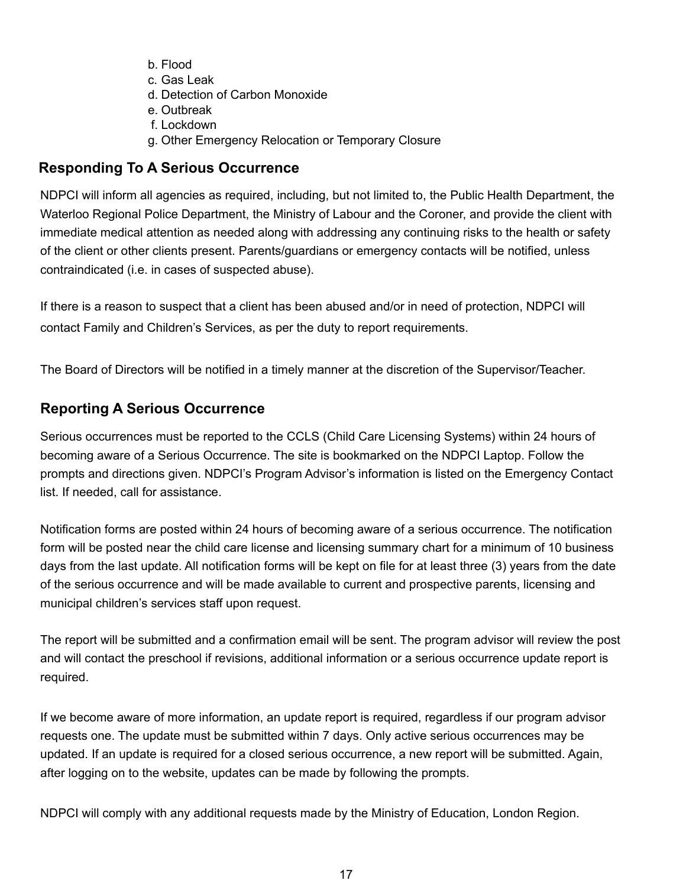b. Flood
c. Gas Leak
d. Detection of Carbon Monoxide
e. Outbreak
f. Lockdown
g. Other Emergency Relocation or Temporary Closure

## Responding To A Serious Occurrence

NDPCI will inform all agencies as required, including, but not limited to, the Public Health Department, the Waterloo Regional Police Department, the Ministry of Labour and the Coroner, and provide the client with immediate medical attention as needed along with addressing any continuing risks to the health or safety of the client or other clients present. Parents/guardians or emergency contacts will be notified, unless contraindicated (i.e. in cases of suspected abuse).

If there is a reason to suspect that a client has been abused and/or in need of protection, NDPCI will contact Family and Children's Services, as per the duty to report requirements.

The Board of Directors will be notified in a timely manner at the discretion of the Supervisor/Teacher.

## Reporting A Serious Occurrence

Serious occurrences must be reported to the CCLS (Child Care Licensing Systems) within 24 hours of becoming aware of a Serious Occurrence. The site is bookmarked on the NDPCI Laptop. Follow the prompts and directions given. NDPCI's Program Advisor's information is listed on the Emergency Contact list. If needed, call for assistance.

Notification forms are posted within 24 hours of becoming aware of a serious occurrence. The notification form will be posted near the child care license and licensing summary chart for a minimum of 10 business days from the last update. All notification forms will be kept on file for at least three (3) years from the date of the serious occurrence and will be made available to current and prospective parents, licensing and municipal children's services staff upon request.

The report will be submitted and a confirmation email will be sent. The program advisor will review the post and will contact the preschool if revisions, additional information or a serious occurrence update report is required.

If we become aware of more information, an update report is required, regardless if our program advisor requests one. The update must be submitted within 7 days. Only active serious occurrences may be updated. If an update is required for a closed serious occurrence, a new report will be submitted. Again, after logging on to the website, updates can be made by following the prompts.

NDPCI will comply with any additional requests made by the Ministry of Education, London Region.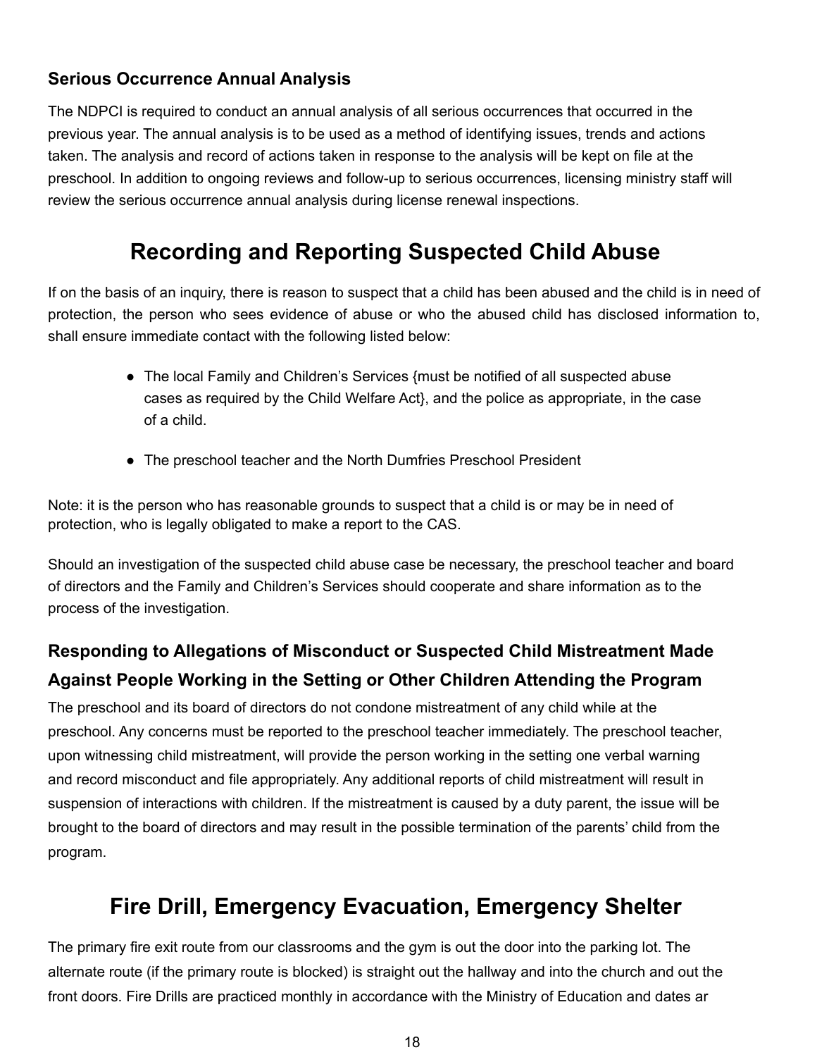### Serious Occurrence Annual Analysis

The NDPCI is required to conduct an annual analysis of all serious occurrences that occurred in the previous year. The annual analysis is to be used as a method of identifying issues, trends and actions taken. The analysis and record of actions taken in response to the analysis will be kept on file at the preschool. In addition to ongoing reviews and follow-up to serious occurrences, licensing ministry staff will review the serious occurrence annual analysis during license renewal inspections.

## Recording and Reporting Suspected Child Abuse

If on the basis of an inquiry, there is reason to suspect that a child has been abused and the child is in need of protection, the person who sees evidence of abuse or who the abused child has disclosed information to, shall ensure immediate contact with the following listed below:

- The local Family and Children's Services {must be notified of all suspected abuse cases as required by the Child Welfare Act}, and the police as appropriate, in the case of a child.
- The preschool teacher and the North Dumfries Preschool President

Note: it is the person who has reasonable grounds to suspect that a child is or may be in need of protection, who is legally obligated to make a report to the CAS.

Should an investigation of the suspected child abuse case be necessary, the preschool teacher and board of directors and the Family and Children's Services should cooperate and share information as to the process of the investigation.

### Responding to Allegations of Misconduct or Suspected Child Mistreatment Made Against People Working in the Setting or Other Children Attending the Program

The preschool and its board of directors do not condone mistreatment of any child while at the preschool. Any concerns must be reported to the preschool teacher immediately. The preschool teacher, upon witnessing child mistreatment, will provide the person working in the setting one verbal warning and record misconduct and file appropriately. Any additional reports of child mistreatment will result in suspension of interactions with children. If the mistreatment is caused by a duty parent, the issue will be brought to the board of directors and may result in the possible termination of the parents' child from the program.

## Fire Drill, Emergency Evacuation, Emergency Shelter

The primary fire exit route from our classrooms and the gym is out the door into the parking lot. The alternate route (if the primary route is blocked) is straight out the hallway and into the church and out the front doors. Fire Drills are practiced monthly in accordance with the Ministry of Education and dates ar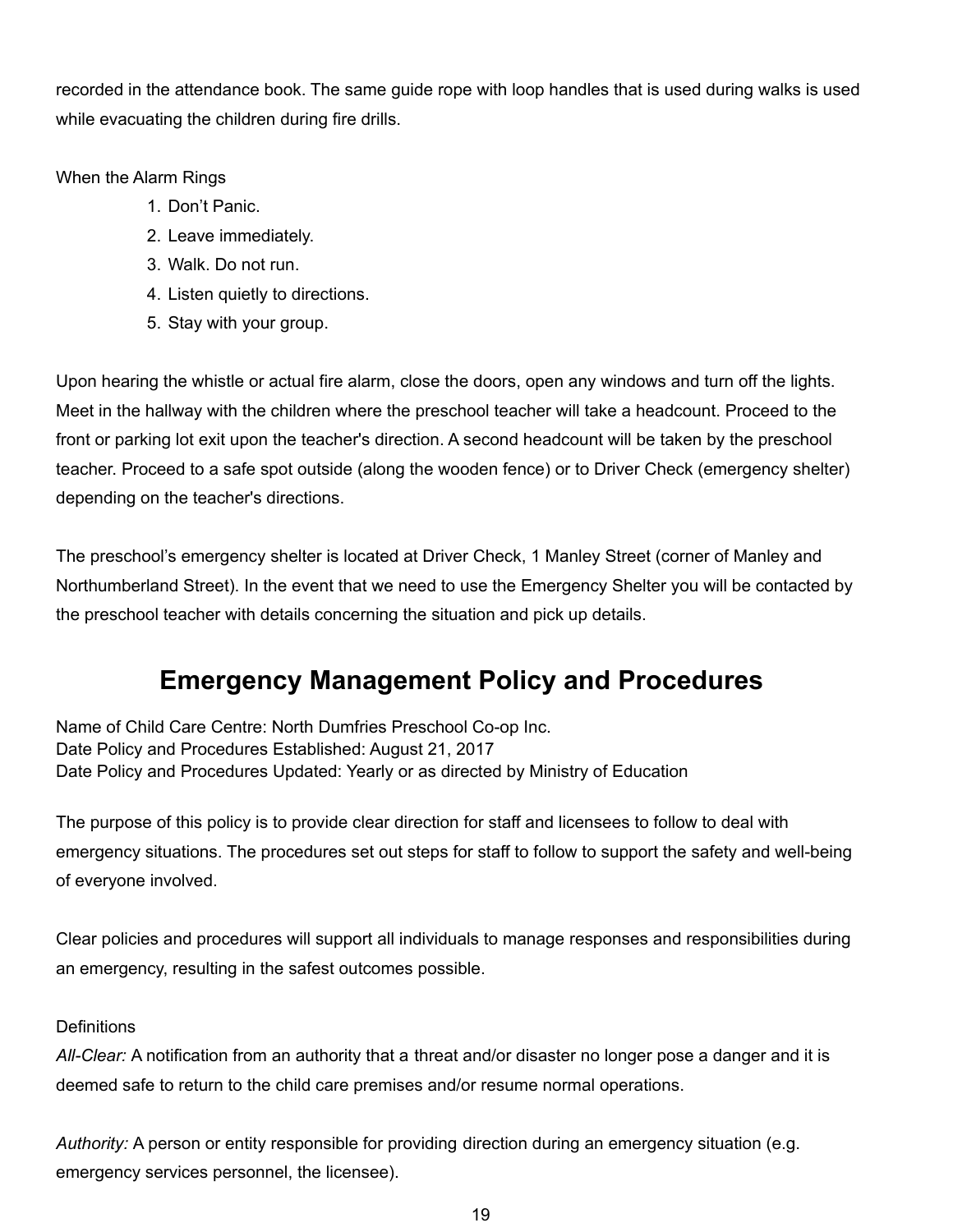recorded in the attendance book. The same guide rope with loop handles that is used during walks is used while evacuating the children during fire drills.

When the Alarm Rings

1. Don't Panic.
2. Leave immediately.
3. Walk. Do not run.
4. Listen quietly to directions.
5. Stay with your group.

Upon hearing the whistle or actual fire alarm, close the doors, open any windows and turn off the lights. Meet in the hallway with the children where the preschool teacher will take a headcount. Proceed to the front or parking lot exit upon the teacher's direction. A second headcount will be taken by the preschool teacher. Proceed to a safe spot outside (along the wooden fence) or to Driver Check (emergency shelter) depending on the teacher's directions.

The preschool's emergency shelter is located at Driver Check, 1 Manley Street (corner of Manley and Northumberland Street). In the event that we need to use the Emergency Shelter you will be contacted by the preschool teacher with details concerning the situation and pick up details.

## Emergency Management Policy and Procedures

Name of Child Care Centre: North Dumfries Preschool Co-op Inc.
Date Policy and Procedures Established: August 21, 2017
Date Policy and Procedures Updated: Yearly or as directed by Ministry of Education

The purpose of this policy is to provide clear direction for staff and licensees to follow to deal with emergency situations. The procedures set out steps for staff to follow to support the safety and well-being of everyone involved.

Clear policies and procedures will support all individuals to manage responses and responsibilities during an emergency, resulting in the safest outcomes possible.

Definitions

*All-Clear:* A notification from an authority that a threat and/or disaster no longer pose a danger and it is deemed safe to return to the child care premises and/or resume normal operations.

*Authority:* A person or entity responsible for providing direction during an emergency situation (e.g. emergency services personnel, the licensee).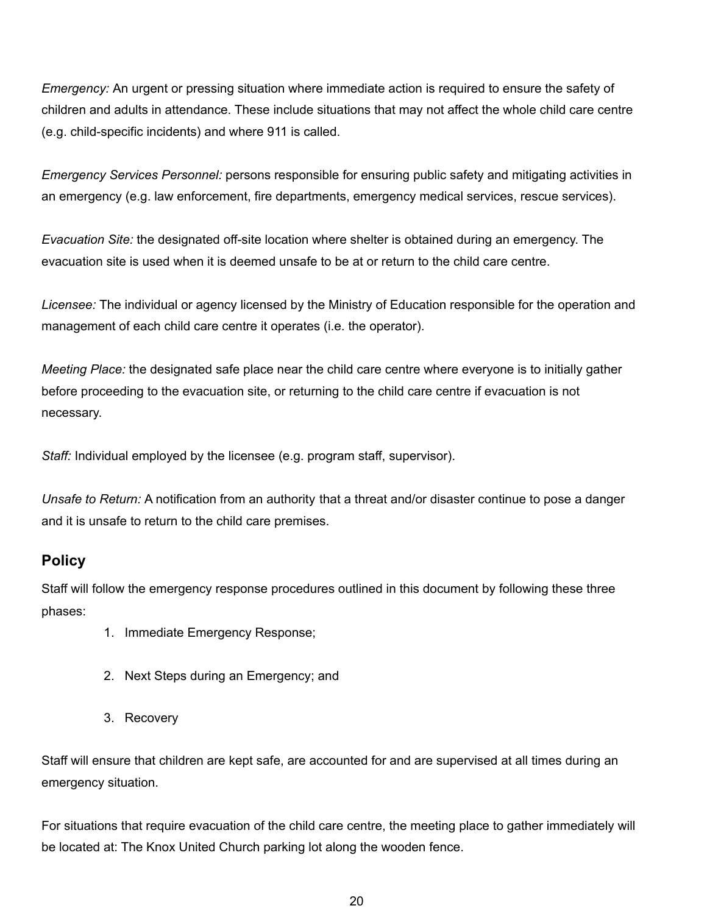*Emergency:* An urgent or pressing situation where immediate action is required to ensure the safety of children and adults in attendance. These include situations that may not affect the whole child care centre (e.g. child-specific incidents) and where 911 is called.

*Emergency Services Personnel:* persons responsible for ensuring public safety and mitigating activities in an emergency (e.g. law enforcement, fire departments, emergency medical services, rescue services).

*Evacuation Site:* the designated off-site location where shelter is obtained during an emergency. The evacuation site is used when it is deemed unsafe to be at or return to the child care centre.

*Licensee:* The individual or agency licensed by the Ministry of Education responsible for the operation and management of each child care centre it operates (i.e. the operator).

*Meeting Place:* the designated safe place near the child care centre where everyone is to initially gather before proceeding to the evacuation site, or returning to the child care centre if evacuation is not necessary.

*Staff:* Individual employed by the licensee (e.g. program staff, supervisor).

*Unsafe to Return:* A notification from an authority that a threat and/or disaster continue to pose a danger and it is unsafe to return to the child care premises.

## Policy

Staff will follow the emergency response procedures outlined in this document by following these three phases:

1. Immediate Emergency Response;
2. Next Steps during an Emergency; and
3. Recovery

Staff will ensure that children are kept safe, are accounted for and are supervised at all times during an emergency situation.

For situations that require evacuation of the child care centre, the meeting place to gather immediately will be located at: The Knox United Church parking lot along the wooden fence.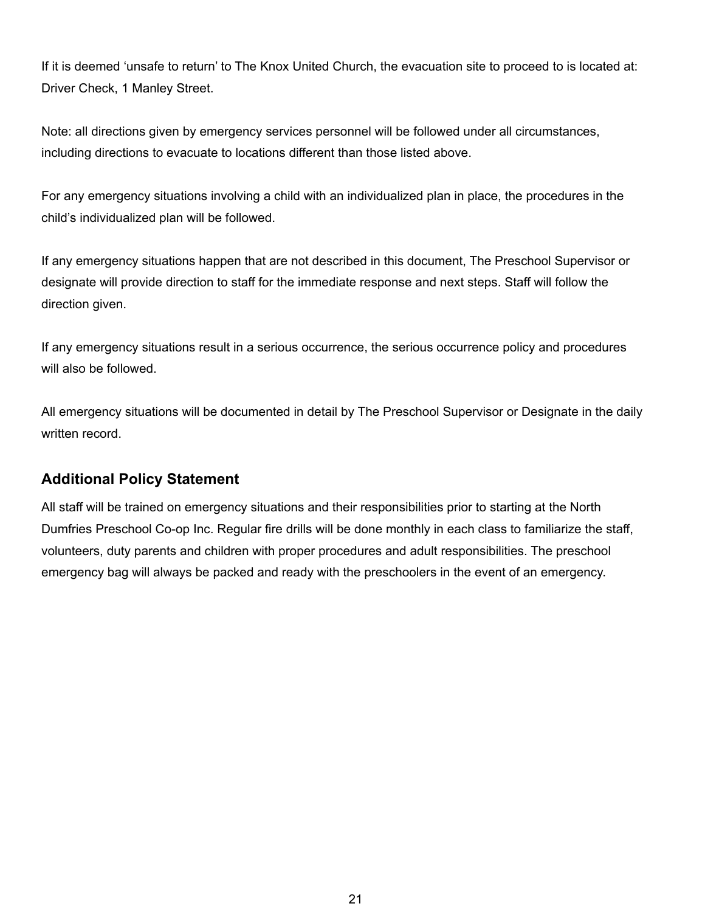If it is deemed ‘unsafe to return’ to The Knox United Church, the evacuation site to proceed to is located at: Driver Check, 1 Manley Street.

Note: all directions given by emergency services personnel will be followed under all circumstances, including directions to evacuate to locations different than those listed above.

For any emergency situations involving a child with an individualized plan in place, the procedures in the child’s individualized plan will be followed.

If any emergency situations happen that are not described in this document, The Preschool Supervisor or designate will provide direction to staff for the immediate response and next steps. Staff will follow the direction given.

If any emergency situations result in a serious occurrence, the serious occurrence policy and procedures will also be followed.

All emergency situations will be documented in detail by The Preschool Supervisor or Designate in the daily written record.

## Additional Policy Statement

All staff will be trained on emergency situations and their responsibilities prior to starting at the North Dumfries Preschool Co-op Inc. Regular fire drills will be done monthly in each class to familiarize the staff, volunteers, duty parents and children with proper procedures and adult responsibilities. The preschool emergency bag will always be packed and ready with the preschoolers in the event of an emergency.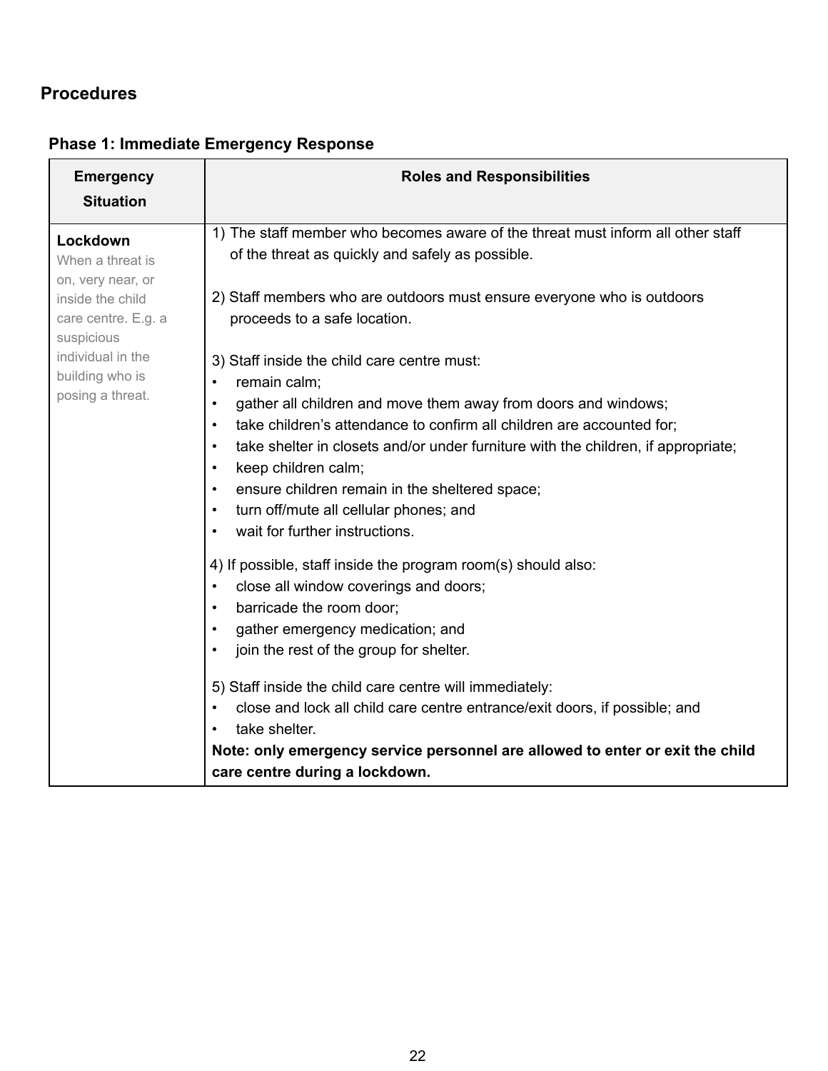## Procedures

### Phase 1: Immediate Emergency Response

| Emergency Situation | Roles and Responsibilities |
|---|---|
| **Lockdown**<br>When a threat is on, very near, or inside the child care centre. E.g. a suspicious individual in the building who is posing a threat. | 1) The staff member who becomes aware of the threat must inform all other staff of the threat as quickly and safely as possible.<br><br>2) Staff members who are outdoors must ensure everyone who is outdoors proceeds to a safe location.<br><br>3) Staff inside the child care centre must:<br>• remain calm;<br>• gather all children and move them away from doors and windows;<br>• take children's attendance to confirm all children are accounted for;<br>• take shelter in closets and/or under furniture with the children, if appropriate;<br>• keep children calm;<br>• ensure children remain in the sheltered space;<br>• turn off/mute all cellular phones; and<br>• wait for further instructions.<br><br>4) If possible, staff inside the program room(s) should also:<br>• close all window coverings and doors;<br>• barricade the room door;<br>• gather emergency medication; and<br>• join the rest of the group for shelter.<br><br>5) Staff inside the child care centre will immediately:<br>• close and lock all child care centre entrance/exit doors, if possible; and<br>• take shelter.<br>**Note: only emergency service personnel are allowed to enter or exit the child care centre during a lockdown.** |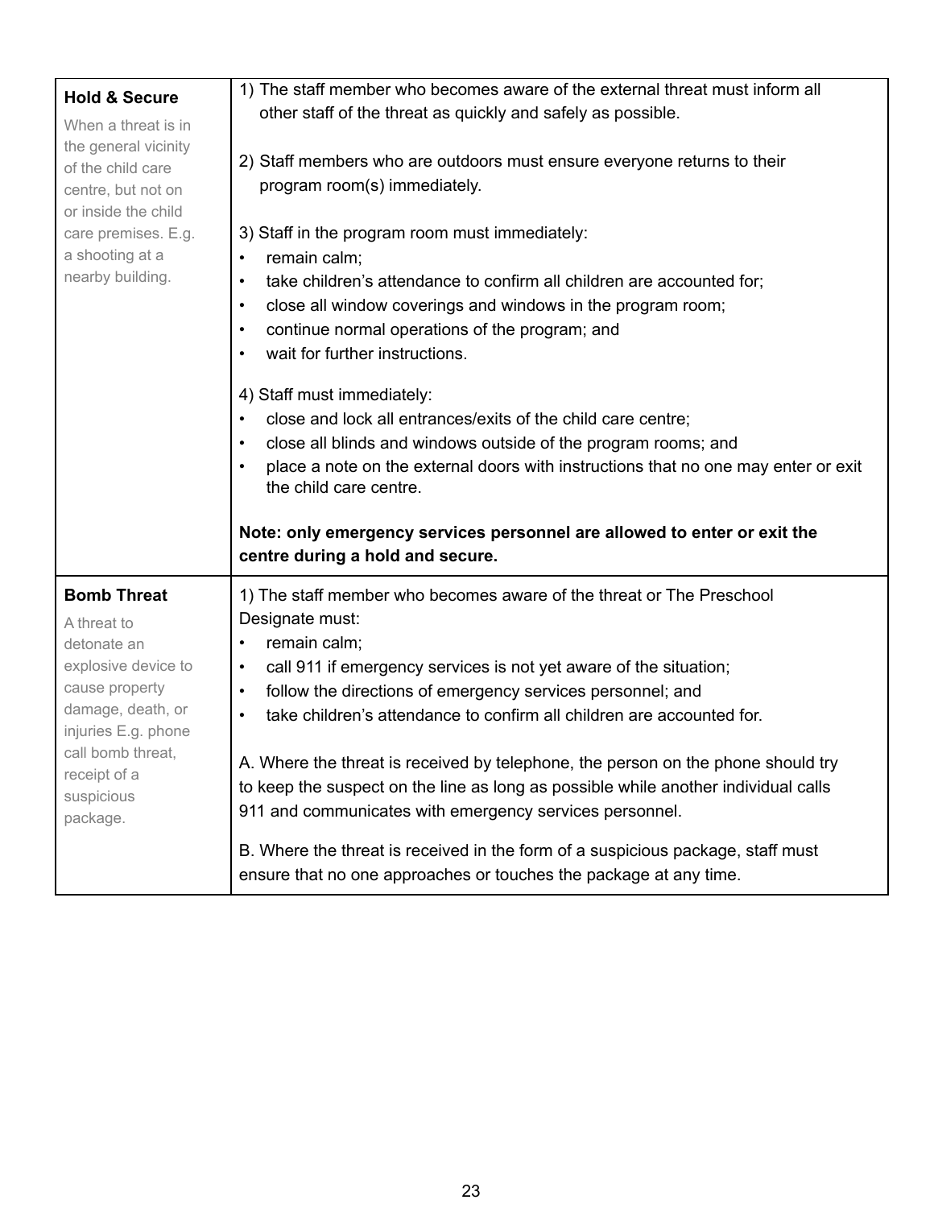| **Hold & Secure**<br><br>When a threat is in the general vicinity of the child care centre, but not on or inside the child care premises. E.g. a shooting at a nearby building. | 1) The staff member who becomes aware of the external threat must inform all other staff of the threat as quickly and safely as possible.<br><br>2) Staff members who are outdoors must ensure everyone returns to their program room(s) immediately.<br><br>3) Staff in the program room must immediately:<br>• remain calm;<br>• take children's attendance to confirm all children are accounted for;<br>• close all window coverings and windows in the program room;<br>• continue normal operations of the program; and<br>• wait for further instructions.<br><br>4) Staff must immediately:<br>• close and lock all entrances/exits of the child care centre;<br>• close all blinds and windows outside of the program rooms; and<br>• place a note on the external doors with instructions that no one may enter or exit the child care centre.<br><br>**Note: only emergency services personnel are allowed to enter or exit the centre during a hold and secure.** |
|---|---|
| **Bomb Threat**<br><br>A threat to detonate an explosive device to cause property damage, death, or injuries E.g. phone call bomb threat, receipt of a suspicious package. | 1) The staff member who becomes aware of the threat or The Preschool Designate must:<br>• remain calm;<br>• call 911 if emergency services is not yet aware of the situation;<br>• follow the directions of emergency services personnel; and<br>• take children's attendance to confirm all children are accounted for.<br><br>A. Where the threat is received by telephone, the person on the phone should try to keep the suspect on the line as long as possible while another individual calls 911 and communicates with emergency services personnel.<br><br>B. Where the threat is received in the form of a suspicious package, staff must ensure that no one approaches or touches the package at any time. |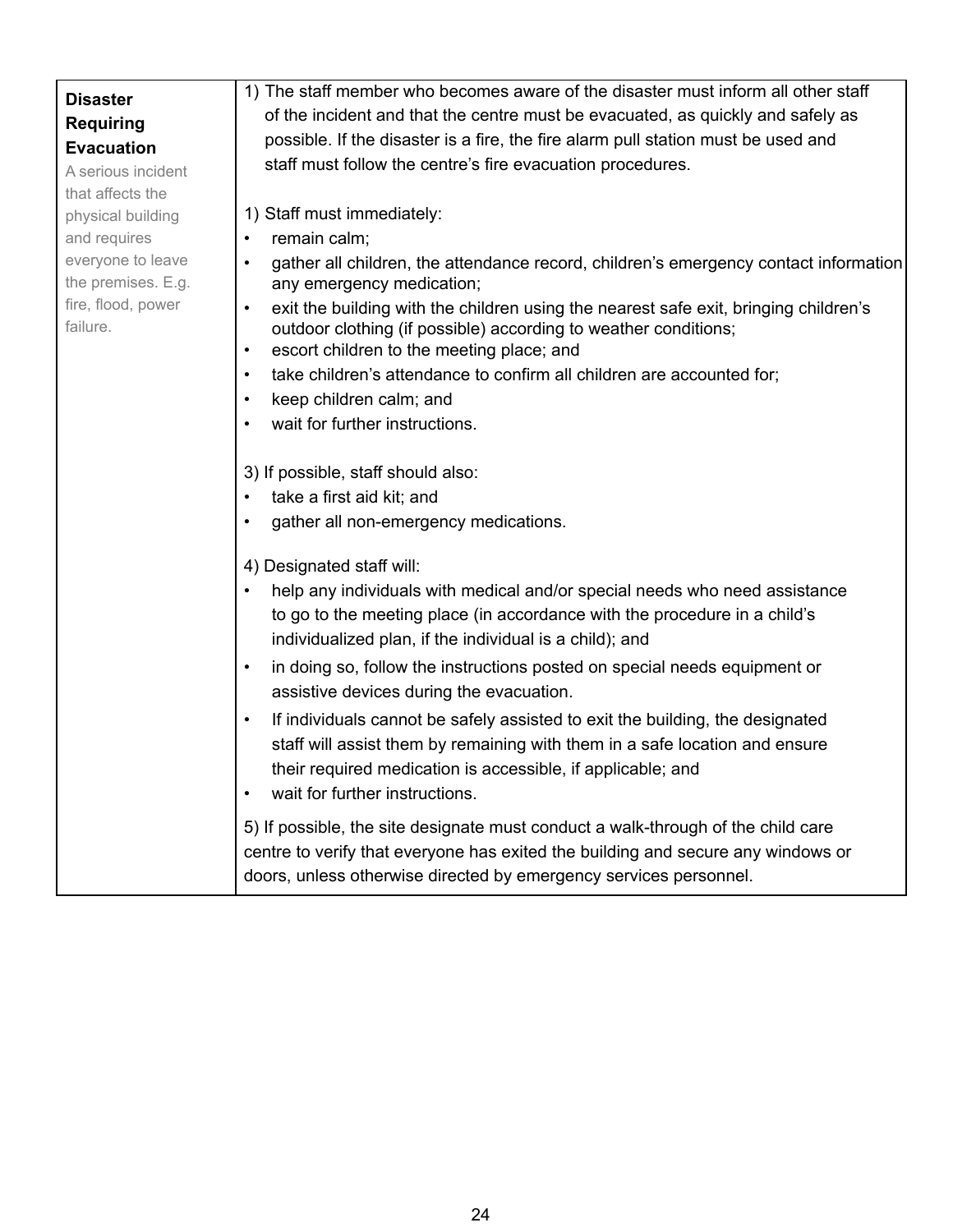| **Disaster Requiring Evacuation**<br>A serious incident that affects the physical building and requires everyone to leave the premises. E.g. fire, flood, power failure. | 1) The staff member who becomes aware of the disaster must inform all other staff of the incident and that the centre must be evacuated, as quickly and safely as possible. If the disaster is a fire, the fire alarm pull station must be used and staff must follow the centre's fire evacuation procedures.<br><br>1) Staff must immediately:<br>• remain calm;<br>• gather all children, the attendance record, children's emergency contact information any emergency medication;<br>• exit the building with the children using the nearest safe exit, bringing children's outdoor clothing (if possible) according to weather conditions;<br>• escort children to the meeting place; and<br>• take children's attendance to confirm all children are accounted for;<br>• keep children calm; and<br>• wait for further instructions.<br><br>3) If possible, staff should also:<br>• take a first aid kit; and<br>• gather all non-emergency medications.<br><br>4) Designated staff will:<br>• help any individuals with medical and/or special needs who need assistance to go to the meeting place (in accordance with the procedure in a child's individualized plan, if the individual is a child); and<br>• in doing so, follow the instructions posted on special needs equipment or assistive devices during the evacuation.<br>• If individuals cannot be safely assisted to exit the building, the designated staff will assist them by remaining with them in a safe location and ensure their required medication is accessible, if applicable; and<br>• wait for further instructions.<br><br>5) If possible, the site designate must conduct a walk-through of the child care centre to verify that everyone has exited the building and secure any windows or doors, unless otherwise directed by emergency services personnel. |
|---|---|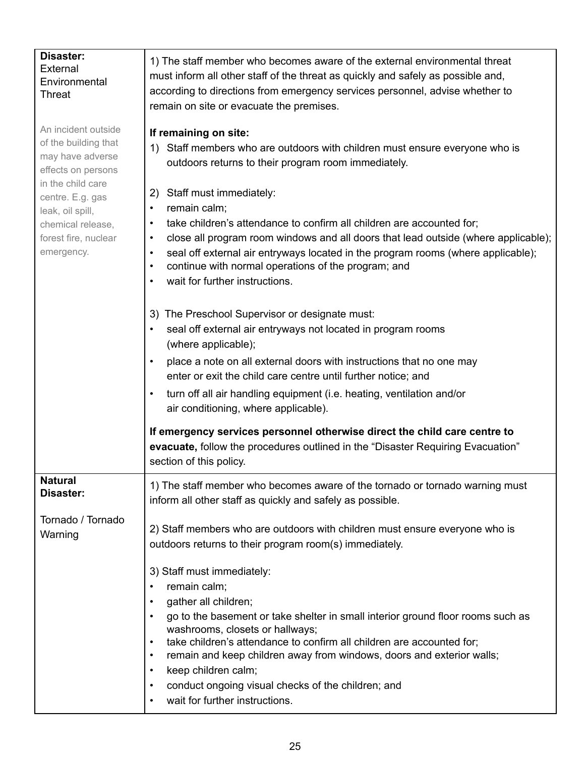| | |
|---|---|
| **Disaster:** External Environmental Threat<br><br>An incident outside of the building that may have adverse effects on persons in the child care centre. E.g. gas leak, oil spill, chemical release, forest fire, nuclear emergency. | 1) The staff member who becomes aware of the external environmental threat must inform all other staff of the threat as quickly and safely as possible and, according to directions from emergency services personnel, advise whether to remain on site or evacuate the premises.<br><br>**If remaining on site:**<br>1) Staff members who are outdoors with children must ensure everyone who is outdoors returns to their program room immediately.<br><br>2) Staff must immediately:<br>• remain calm;<br>• take children's attendance to confirm all children are accounted for;<br>• close all program room windows and all doors that lead outside (where applicable);<br>• seal off external air entryways located in the program rooms (where applicable);<br>• continue with normal operations of the program; and<br>• wait for further instructions.<br><br>3) The Preschool Supervisor or designate must:<br>• seal off external air entryways not located in program rooms (where applicable);<br>• place a note on all external doors with instructions that no one may enter or exit the child care centre until further notice; and<br>• turn off all air handling equipment (i.e. heating, ventilation and/or air conditioning, where applicable).<br><br>**If emergency services personnel otherwise direct the child care centre to evacuate,** follow the procedures outlined in the "Disaster Requiring Evacuation" section of this policy. |
| **Natural Disaster:**<br><br>Tornado / Tornado Warning | 1) The staff member who becomes aware of the tornado or tornado warning must inform all other staff as quickly and safely as possible.<br><br>2) Staff members who are outdoors with children must ensure everyone who is outdoors returns to their program room(s) immediately.<br><br>3) Staff must immediately:<br>• remain calm;<br>• gather all children;<br>• go to the basement or take shelter in small interior ground floor rooms such as washrooms, closets or hallways;<br>• take children's attendance to confirm all children are accounted for;<br>• remain and keep children away from windows, doors and exterior walls;<br>• keep children calm;<br>• conduct ongoing visual checks of the children; and<br>• wait for further instructions. |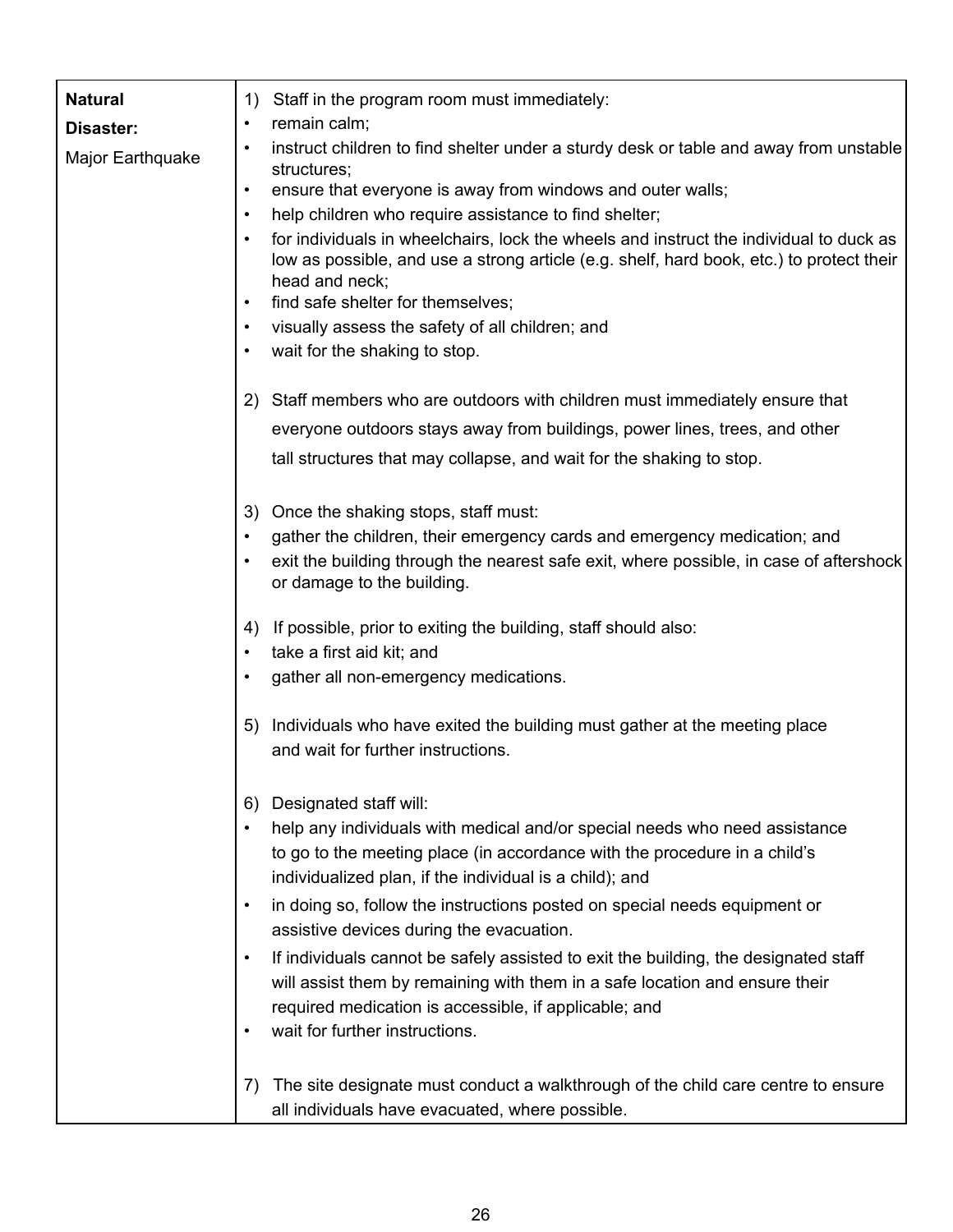| | |
| --- | --- |
| **Natural Disaster:**<br>Major Earthquake | 1) Staff in the program room must immediately:<br>• remain calm;<br>• instruct children to find shelter under a sturdy desk or table and away from unstable structures;<br>• ensure that everyone is away from windows and outer walls;<br>• help children who require assistance to find shelter;<br>• for individuals in wheelchairs, lock the wheels and instruct the individual to duck as low as possible, and use a strong article (e.g. shelf, hard book, etc.) to protect their head and neck;<br>• find safe shelter for themselves;<br>• visually assess the safety of all children; and<br>• wait for the shaking to stop.<br><br>2) Staff members who are outdoors with children must immediately ensure that everyone outdoors stays away from buildings, power lines, trees, and other tall structures that may collapse, and wait for the shaking to stop.<br><br>3) Once the shaking stops, staff must:<br>• gather the children, their emergency cards and emergency medication; and<br>• exit the building through the nearest safe exit, where possible, in case of aftershock or damage to the building.<br><br>4) If possible, prior to exiting the building, staff should also:<br>• take a first aid kit; and<br>• gather all non-emergency medications.<br><br>5) Individuals who have exited the building must gather at the meeting place and wait for further instructions.<br><br>6) Designated staff will:<br>• help any individuals with medical and/or special needs who need assistance to go to the meeting place (in accordance with the procedure in a child's individualized plan, if the individual is a child); and<br>• in doing so, follow the instructions posted on special needs equipment or assistive devices during the evacuation.<br>• If individuals cannot be safely assisted to exit the building, the designated staff will assist them by remaining with them in a safe location and ensure their required medication is accessible, if applicable; and<br>• wait for further instructions.<br><br>7) The site designate must conduct a walkthrough of the child care centre to ensure all individuals have evacuated, where possible. |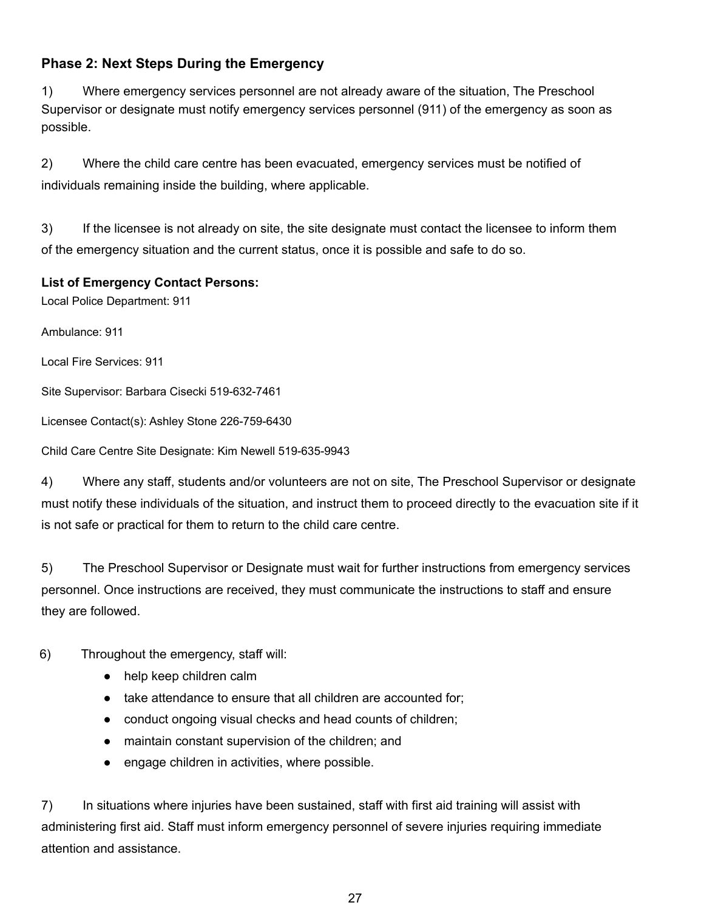## Phase 2: Next Steps During the Emergency

1) Where emergency services personnel are not already aware of the situation, The Preschool Supervisor or designate must notify emergency services personnel (911) of the emergency as soon as possible.

2) Where the child care centre has been evacuated, emergency services must be notified of individuals remaining inside the building, where applicable.

3) If the licensee is not already on site, the site designate must contact the licensee to inform them of the emergency situation and the current status, once it is possible and safe to do so.

**List of Emergency Contact Persons:**

Local Police Department: 911

Ambulance: 911

Local Fire Services: 911

Site Supervisor: Barbara Cisecki 519-632-7461

Licensee Contact(s): Ashley Stone 226-759-6430

Child Care Centre Site Designate: Kim Newell 519-635-9943

4) Where any staff, students and/or volunteers are not on site, The Preschool Supervisor or designate must notify these individuals of the situation, and instruct them to proceed directly to the evacuation site if it is not safe or practical for them to return to the child care centre.

5) The Preschool Supervisor or Designate must wait for further instructions from emergency services personnel. Once instructions are received, they must communicate the instructions to staff and ensure they are followed.

6) Throughout the emergency, staff will:

- help keep children calm
- take attendance to ensure that all children are accounted for;
- conduct ongoing visual checks and head counts of children;
- maintain constant supervision of the children; and
- engage children in activities, where possible.

7) In situations where injuries have been sustained, staff with first aid training will assist with administering first aid. Staff must inform emergency personnel of severe injuries requiring immediate attention and assistance.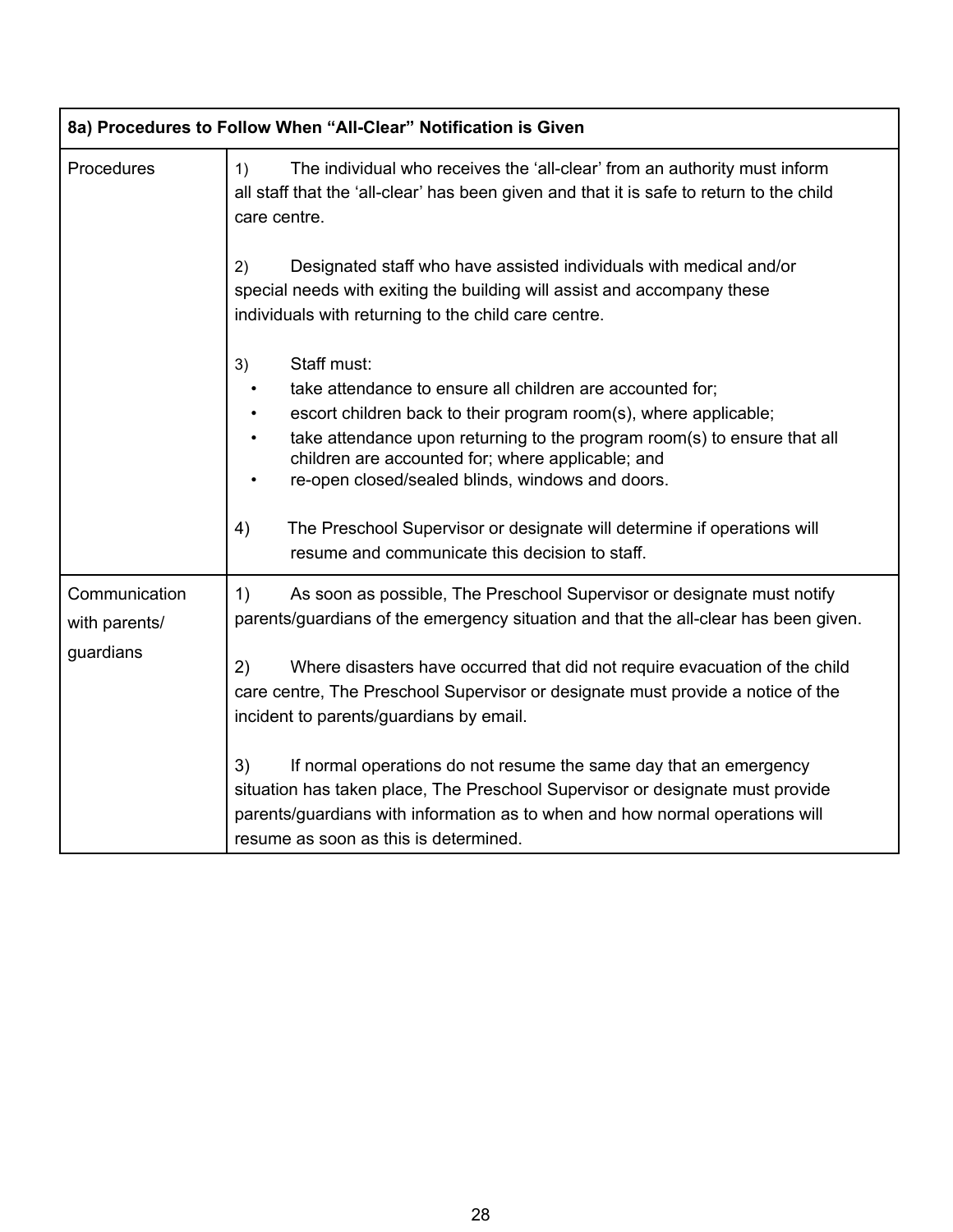| 8a) Procedures to Follow When “All-Clear” Notification is Given | |
|---|---|
| Procedures | 1) The individual who receives the ‘all-clear’ from an authority must inform all staff that the ‘all-clear’ has been given and that it is safe to return to the child care centre.<br><br>2) Designated staff who have assisted individuals with medical and/or special needs with exiting the building will assist and accompany these individuals with returning to the child care centre.<br><br>3) Staff must:<br>• take attendance to ensure all children are accounted for;<br>• escort children back to their program room(s), where applicable;<br>• take attendance upon returning to the program room(s) to ensure that all children are accounted for; where applicable; and<br>• re-open closed/sealed blinds, windows and doors.<br><br>4) The Preschool Supervisor or designate will determine if operations will resume and communicate this decision to staff. |
| Communication with parents/ guardians | 1) As soon as possible, The Preschool Supervisor or designate must notify parents/guardians of the emergency situation and that the all-clear has been given.<br><br>2) Where disasters have occurred that did not require evacuation of the child care centre, The Preschool Supervisor or designate must provide a notice of the incident to parents/guardians by email.<br><br>3) If normal operations do not resume the same day that an emergency situation has taken place, The Preschool Supervisor or designate must provide parents/guardians with information as to when and how normal operations will resume as soon as this is determined. |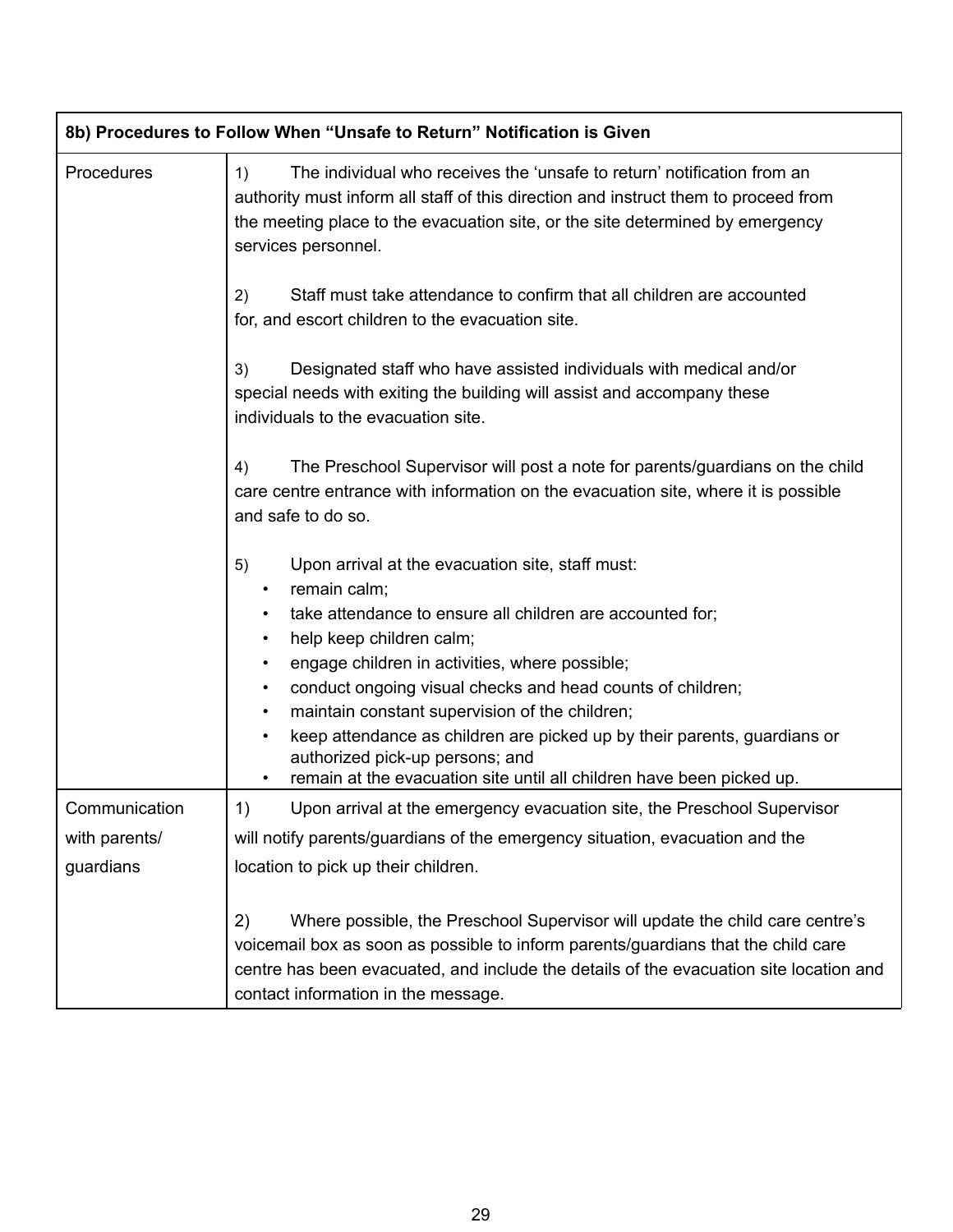| 8b) Procedures to Follow When "Unsafe to Return" Notification is Given | |
|---|---|
| Procedures | 1) The individual who receives the 'unsafe to return' notification from an authority must inform all staff of this direction and instruct them to proceed from the meeting place to the evacuation site, or the site determined by emergency services personnel.<br><br>2) Staff must take attendance to confirm that all children are accounted for, and escort children to the evacuation site.<br><br>3) Designated staff who have assisted individuals with medical and/or special needs with exiting the building will assist and accompany these individuals to the evacuation site.<br><br>4) The Preschool Supervisor will post a note for parents/guardians on the child care centre entrance with information on the evacuation site, where it is possible and safe to do so.<br><br>5) Upon arrival at the evacuation site, staff must:<br>• remain calm;<br>• take attendance to ensure all children are accounted for;<br>• help keep children calm;<br>• engage children in activities, where possible;<br>• conduct ongoing visual checks and head counts of children;<br>• maintain constant supervision of the children;<br>• keep attendance as children are picked up by their parents, guardians or authorized pick-up persons; and<br>• remain at the evacuation site until all children have been picked up. |
| Communication with parents/ guardians | 1) Upon arrival at the emergency evacuation site, the Preschool Supervisor will notify parents/guardians of the emergency situation, evacuation and the location to pick up their children.<br><br>2) Where possible, the Preschool Supervisor will update the child care centre's voicemail box as soon as possible to inform parents/guardians that the child care centre has been evacuated, and include the details of the evacuation site location and contact information in the message. |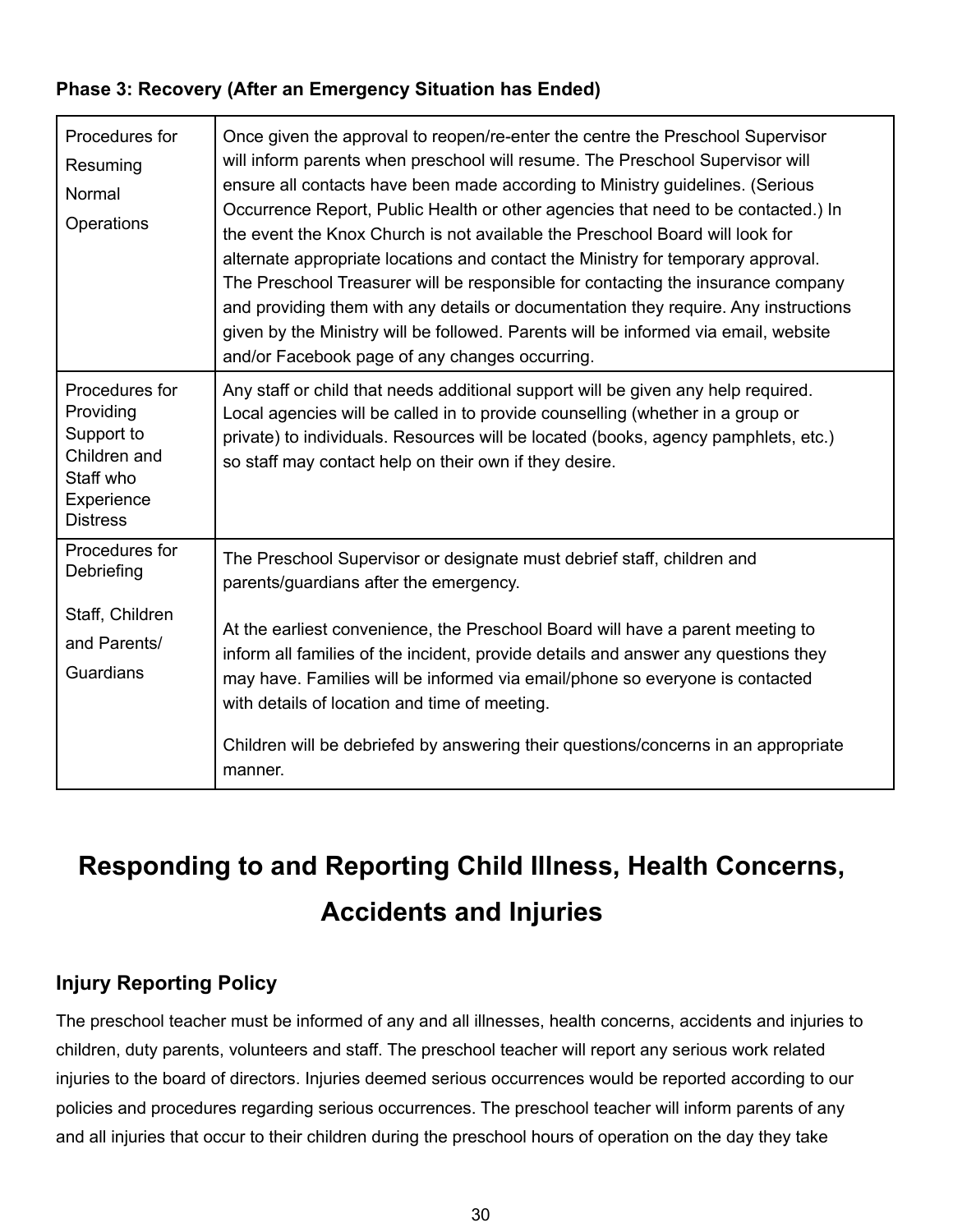**Phase 3: Recovery (After an Emergency Situation has Ended)**

| | |
|---|---|
| Procedures for Resuming Normal Operations | Once given the approval to reopen/re-enter the centre the Preschool Supervisor will inform parents when preschool will resume. The Preschool Supervisor will ensure all contacts have been made according to Ministry guidelines. (Serious Occurrence Report, Public Health or other agencies that need to be contacted.) In the event the Knox Church is not available the Preschool Board will look for alternate appropriate locations and contact the Ministry for temporary approval. The Preschool Treasurer will be responsible for contacting the insurance company and providing them with any details or documentation they require. Any instructions given by the Ministry will be followed. Parents will be informed via email, website and/or Facebook page of any changes occurring. |
| Procedures for Providing Support to Children and Staff who Experience Distress | Any staff or child that needs additional support will be given any help required. Local agencies will be called in to provide counselling (whether in a group or private) to individuals. Resources will be located (books, agency pamphlets, etc.) so staff may contact help on their own if they desire. |
| Procedures for Debriefing Staff, Children and Parents/ Guardians | The Preschool Supervisor or designate must debrief staff, children and parents/guardians after the emergency.<br><br>At the earliest convenience, the Preschool Board will have a parent meeting to inform all families of the incident, provide details and answer any questions they may have. Families will be informed via email/phone so everyone is contacted with details of location and time of meeting.<br><br>Children will be debriefed by answering their questions/concerns in an appropriate manner. |

# Responding to and Reporting Child Illness, Health Concerns, Accidents and Injuries

## Injury Reporting Policy

The preschool teacher must be informed of any and all illnesses, health concerns, accidents and injuries to children, duty parents, volunteers and staff. The preschool teacher will report any serious work related injuries to the board of directors. Injuries deemed serious occurrences would be reported according to our policies and procedures regarding serious occurrences. The preschool teacher will inform parents of any and all injuries that occur to their children during the preschool hours of operation on the day they take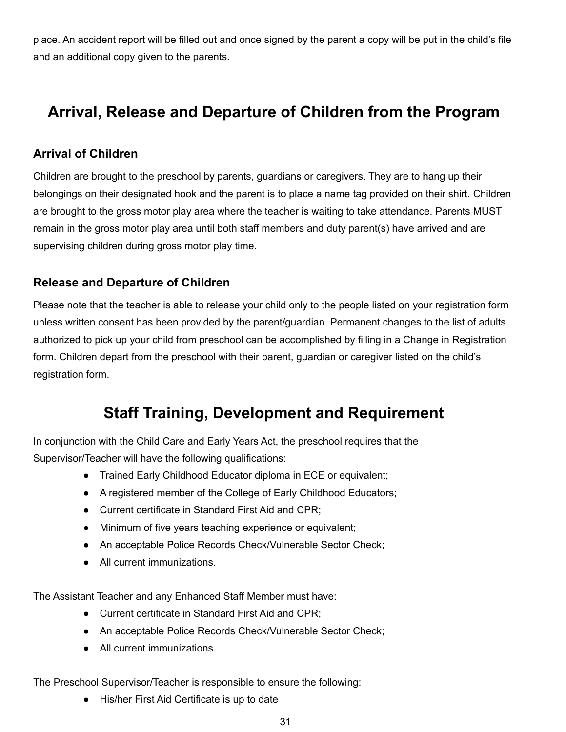place. An accident report will be filled out and once signed by the parent a copy will be put in the child's file and an additional copy given to the parents.

## Arrival, Release and Departure of Children from the Program

### Arrival of Children

Children are brought to the preschool by parents, guardians or caregivers. They are to hang up their belongings on their designated hook and the parent is to place a name tag provided on their shirt. Children are brought to the gross motor play area where the teacher is waiting to take attendance. Parents MUST remain in the gross motor play area until both staff members and duty parent(s) have arrived and are supervising children during gross motor play time.

### Release and Departure of Children

Please note that the teacher is able to release your child only to the people listed on your registration form unless written consent has been provided by the parent/guardian. Permanent changes to the list of adults authorized to pick up your child from preschool can be accomplished by filling in a Change in Registration form. Children depart from the preschool with their parent, guardian or caregiver listed on the child's registration form.

## Staff Training, Development and Requirement

In conjunction with the Child Care and Early Years Act, the preschool requires that the Supervisor/Teacher will have the following qualifications:

- Trained Early Childhood Educator diploma in ECE or equivalent;
- A registered member of the College of Early Childhood Educators;
- Current certificate in Standard First Aid and CPR;
- Minimum of five years teaching experience or equivalent;
- An acceptable Police Records Check/Vulnerable Sector Check;
- All current immunizations.

The Assistant Teacher and any Enhanced Staff Member must have:

- Current certificate in Standard First Aid and CPR;
- An acceptable Police Records Check/Vulnerable Sector Check;
- All current immunizations.

The Preschool Supervisor/Teacher is responsible to ensure the following:

- His/her First Aid Certificate is up to date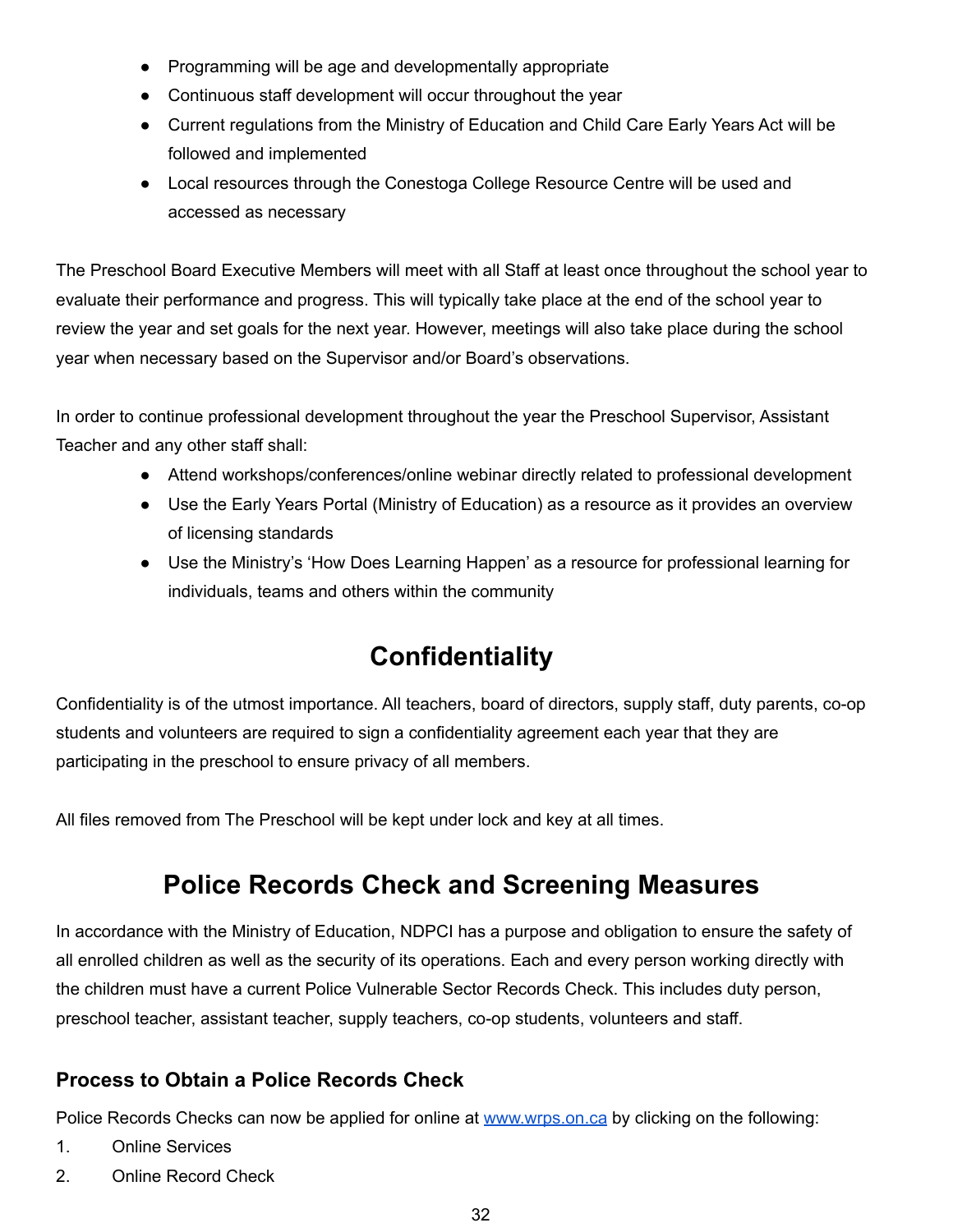- Programming will be age and developmentally appropriate
- Continuous staff development will occur throughout the year
- Current regulations from the Ministry of Education and Child Care Early Years Act will be followed and implemented
- Local resources through the Conestoga College Resource Centre will be used and accessed as necessary

The Preschool Board Executive Members will meet with all Staff at least once throughout the school year to evaluate their performance and progress. This will typically take place at the end of the school year to review the year and set goals for the next year. However, meetings will also take place during the school year when necessary based on the Supervisor and/or Board's observations.

In order to continue professional development throughout the year the Preschool Supervisor, Assistant Teacher and any other staff shall:

- Attend workshops/conferences/online webinar directly related to professional development
- Use the Early Years Portal (Ministry of Education) as a resource as it provides an overview of licensing standards
- Use the Ministry's 'How Does Learning Happen' as a resource for professional learning for individuals, teams and others within the community

# Confidentiality

Confidentiality is of the utmost importance. All teachers, board of directors, supply staff, duty parents, co-op students and volunteers are required to sign a confidentiality agreement each year that they are participating in the preschool to ensure privacy of all members.

All files removed from The Preschool will be kept under lock and key at all times.

# Police Records Check and Screening Measures

In accordance with the Ministry of Education, NDPCI has a purpose and obligation to ensure the safety of all enrolled children as well as the security of its operations. Each and every person working directly with the children must have a current Police Vulnerable Sector Records Check. This includes duty person, preschool teacher, assistant teacher, supply teachers, co-op students, volunteers and staff.

### Process to Obtain a Police Records Check

Police Records Checks can now be applied for online at [www.wrps.on.ca](http://www.wrps.on.ca) by clicking on the following:

1. Online Services
2. Online Record Check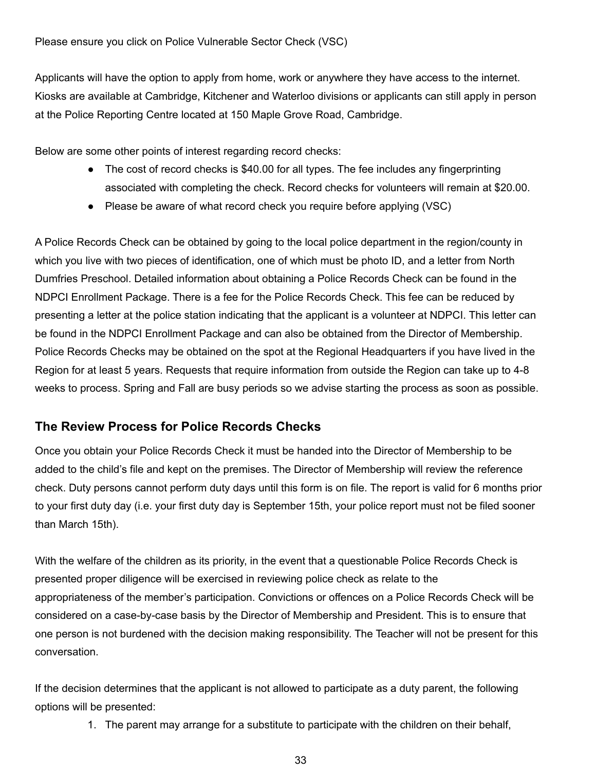Please ensure you click on Police Vulnerable Sector Check (VSC)

Applicants will have the option to apply from home, work or anywhere they have access to the internet. Kiosks are available at Cambridge, Kitchener and Waterloo divisions or applicants can still apply in person at the Police Reporting Centre located at 150 Maple Grove Road, Cambridge.

Below are some other points of interest regarding record checks:

- The cost of record checks is $40.00 for all types. The fee includes any fingerprinting associated with completing the check. Record checks for volunteers will remain at $20.00.
- Please be aware of what record check you require before applying (VSC)

A Police Records Check can be obtained by going to the local police department in the region/county in which you live with two pieces of identification, one of which must be photo ID, and a letter from North Dumfries Preschool. Detailed information about obtaining a Police Records Check can be found in the NDPCI Enrollment Package. There is a fee for the Police Records Check. This fee can be reduced by presenting a letter at the police station indicating that the applicant is a volunteer at NDPCI. This letter can be found in the NDPCI Enrollment Package and can also be obtained from the Director of Membership. Police Records Checks may be obtained on the spot at the Regional Headquarters if you have lived in the Region for at least 5 years. Requests that require information from outside the Region can take up to 4-8 weeks to process. Spring and Fall are busy periods so we advise starting the process as soon as possible.

## The Review Process for Police Records Checks

Once you obtain your Police Records Check it must be handed into the Director of Membership to be added to the child's file and kept on the premises. The Director of Membership will review the reference check. Duty persons cannot perform duty days until this form is on file. The report is valid for 6 months prior to your first duty day (i.e. your first duty day is September 15th, your police report must not be filed sooner than March 15th).

With the welfare of the children as its priority, in the event that a questionable Police Records Check is presented proper diligence will be exercised in reviewing police check as relate to the appropriateness of the member's participation. Convictions or offences on a Police Records Check will be considered on a case-by-case basis by the Director of Membership and President. This is to ensure that one person is not burdened with the decision making responsibility. The Teacher will not be present for this conversation.

If the decision determines that the applicant is not allowed to participate as a duty parent, the following options will be presented:

1. The parent may arrange for a substitute to participate with the children on their behalf,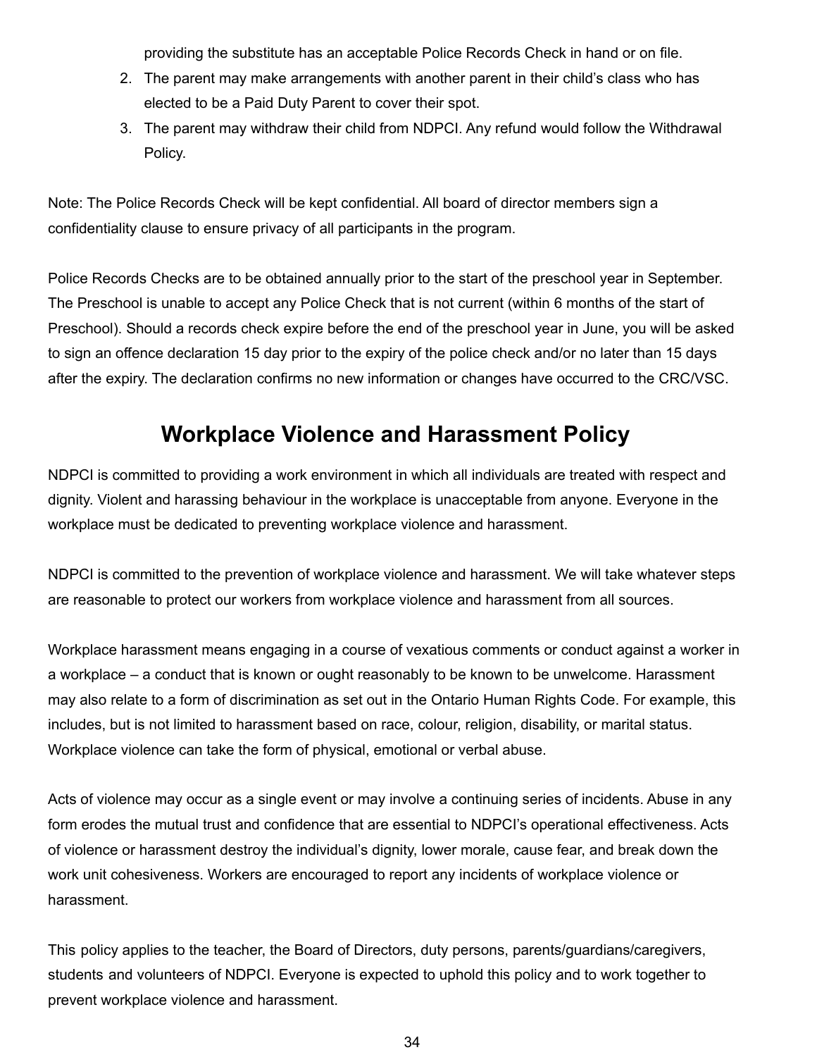providing the substitute has an acceptable Police Records Check in hand or on file.

2. The parent may make arrangements with another parent in their child's class who has elected to be a Paid Duty Parent to cover their spot.
3. The parent may withdraw their child from NDPCI. Any refund would follow the Withdrawal Policy.

Note: The Police Records Check will be kept confidential. All board of director members sign a confidentiality clause to ensure privacy of all participants in the program.

Police Records Checks are to be obtained annually prior to the start of the preschool year in September. The Preschool is unable to accept any Police Check that is not current (within 6 months of the start of Preschool). Should a records check expire before the end of the preschool year in June, you will be asked to sign an offence declaration 15 day prior to the expiry of the police check and/or no later than 15 days after the expiry. The declaration confirms no new information or changes have occurred to the CRC/VSC.

## Workplace Violence and Harassment Policy

NDPCI is committed to providing a work environment in which all individuals are treated with respect and dignity. Violent and harassing behaviour in the workplace is unacceptable from anyone. Everyone in the workplace must be dedicated to preventing workplace violence and harassment.

NDPCI is committed to the prevention of workplace violence and harassment. We will take whatever steps are reasonable to protect our workers from workplace violence and harassment from all sources.

Workplace harassment means engaging in a course of vexatious comments or conduct against a worker in a workplace – a conduct that is known or ought reasonably to be known to be unwelcome. Harassment may also relate to a form of discrimination as set out in the Ontario Human Rights Code. For example, this includes, but is not limited to harassment based on race, colour, religion, disability, or marital status. Workplace violence can take the form of physical, emotional or verbal abuse.

Acts of violence may occur as a single event or may involve a continuing series of incidents. Abuse in any form erodes the mutual trust and confidence that are essential to NDPCI's operational effectiveness. Acts of violence or harassment destroy the individual's dignity, lower morale, cause fear, and break down the work unit cohesiveness. Workers are encouraged to report any incidents of workplace violence or harassment.

This policy applies to the teacher, the Board of Directors, duty persons, parents/guardians/caregivers, students and volunteers of NDPCI. Everyone is expected to uphold this policy and to work together to prevent workplace violence and harassment.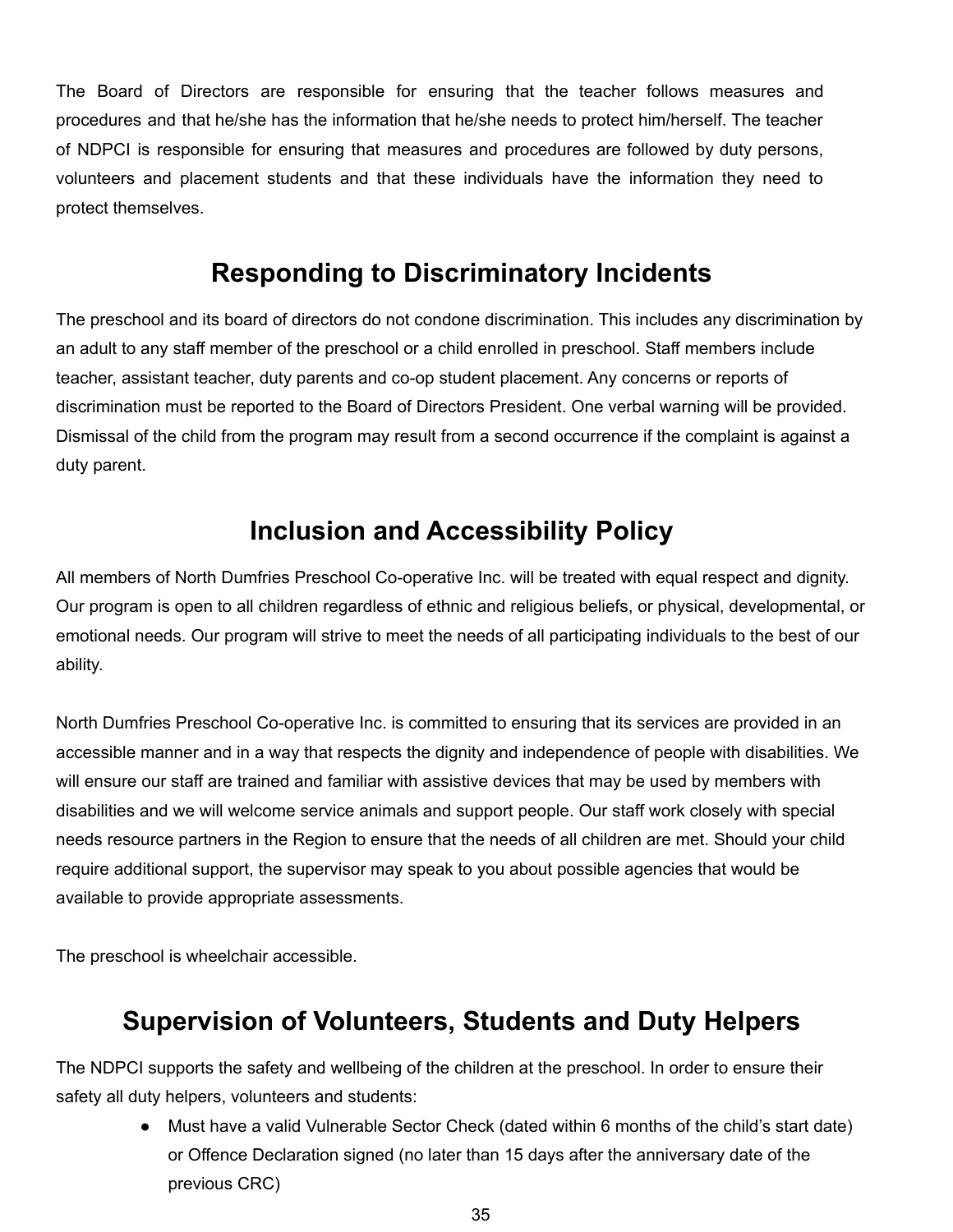The Board of Directors are responsible for ensuring that the teacher follows measures and procedures and that he/she has the information that he/she needs to protect him/herself. The teacher of NDPCI is responsible for ensuring that measures and procedures are followed by duty persons, volunteers and placement students and that these individuals have the information they need to protect themselves.

## Responding to Discriminatory Incidents

The preschool and its board of directors do not condone discrimination. This includes any discrimination by an adult to any staff member of the preschool or a child enrolled in preschool. Staff members include teacher, assistant teacher, duty parents and co-op student placement. Any concerns or reports of discrimination must be reported to the Board of Directors President. One verbal warning will be provided. Dismissal of the child from the program may result from a second occurrence if the complaint is against a duty parent.

## Inclusion and Accessibility Policy

All members of North Dumfries Preschool Co-operative Inc. will be treated with equal respect and dignity. Our program is open to all children regardless of ethnic and religious beliefs, or physical, developmental, or emotional needs. Our program will strive to meet the needs of all participating individuals to the best of our ability.

North Dumfries Preschool Co-operative Inc. is committed to ensuring that its services are provided in an accessible manner and in a way that respects the dignity and independence of people with disabilities. We will ensure our staff are trained and familiar with assistive devices that may be used by members with disabilities and we will welcome service animals and support people. Our staff work closely with special needs resource partners in the Region to ensure that the needs of all children are met. Should your child require additional support, the supervisor may speak to you about possible agencies that would be available to provide appropriate assessments.

The preschool is wheelchair accessible.

## Supervision of Volunteers, Students and Duty Helpers

The NDPCI supports the safety and wellbeing of the children at the preschool. In order to ensure their safety all duty helpers, volunteers and students:

- Must have a valid Vulnerable Sector Check (dated within 6 months of the child's start date) or Offence Declaration signed (no later than 15 days after the anniversary date of the previous CRC)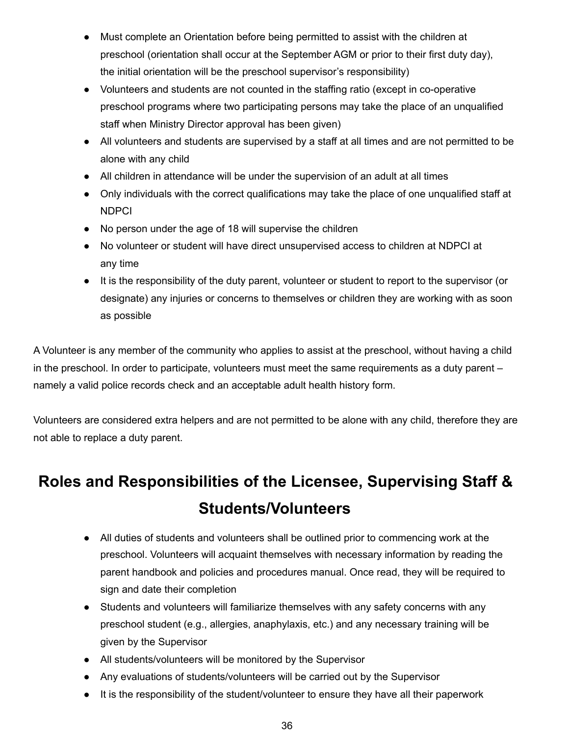- Must complete an Orientation before being permitted to assist with the children at preschool (orientation shall occur at the September AGM or prior to their first duty day), the initial orientation will be the preschool supervisor's responsibility)
- Volunteers and students are not counted in the staffing ratio (except in co-operative preschool programs where two participating persons may take the place of an unqualified staff when Ministry Director approval has been given)
- All volunteers and students are supervised by a staff at all times and are not permitted to be alone with any child
- All children in attendance will be under the supervision of an adult at all times
- Only individuals with the correct qualifications may take the place of one unqualified staff at NDPCI
- No person under the age of 18 will supervise the children
- No volunteer or student will have direct unsupervised access to children at NDPCI at any time
- It is the responsibility of the duty parent, volunteer or student to report to the supervisor (or designate) any injuries or concerns to themselves or children they are working with as soon as possible

A Volunteer is any member of the community who applies to assist at the preschool, without having a child in the preschool. In order to participate, volunteers must meet the same requirements as a duty parent – namely a valid police records check and an acceptable adult health history form.

Volunteers are considered extra helpers and are not permitted to be alone with any child, therefore they are not able to replace a duty parent.

# Roles and Responsibilities of the Licensee, Supervising Staff & Students/Volunteers

- All duties of students and volunteers shall be outlined prior to commencing work at the preschool. Volunteers will acquaint themselves with necessary information by reading the parent handbook and policies and procedures manual. Once read, they will be required to sign and date their completion
- Students and volunteers will familiarize themselves with any safety concerns with any preschool student (e.g., allergies, anaphylaxis, etc.) and any necessary training will be given by the Supervisor
- All students/volunteers will be monitored by the Supervisor
- Any evaluations of students/volunteers will be carried out by the Supervisor
- It is the responsibility of the student/volunteer to ensure they have all their paperwork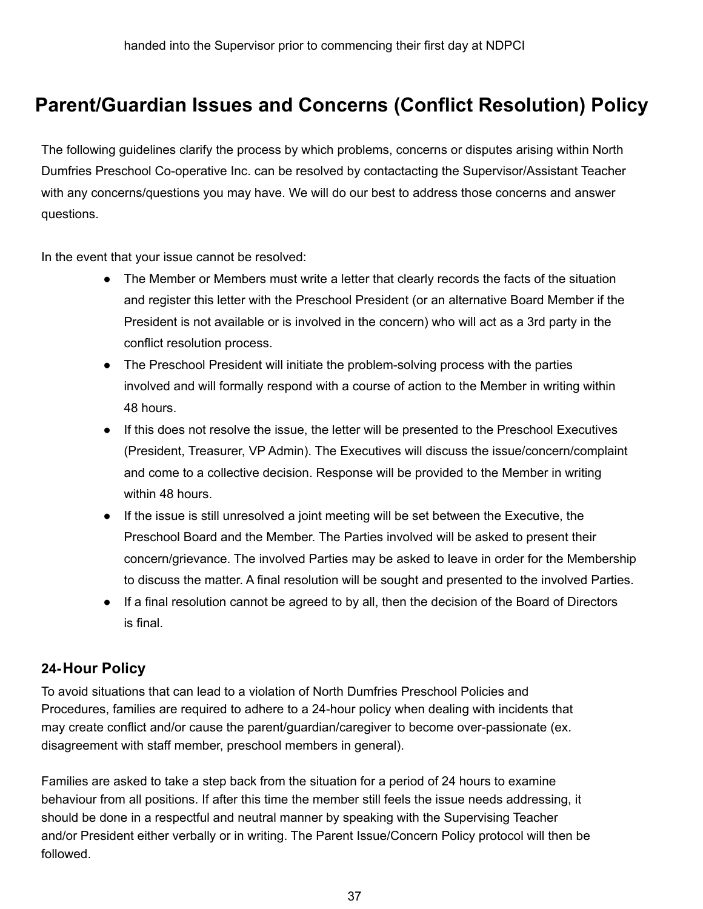handed into the Supervisor prior to commencing their first day at NDPCI

# Parent/Guardian Issues and Concerns (Conflict Resolution) Policy

The following guidelines clarify the process by which problems, concerns or disputes arising within North Dumfries Preschool Co-operative Inc. can be resolved by contactacting the Supervisor/Assistant Teacher with any concerns/questions you may have. We will do our best to address those concerns and answer questions.

In the event that your issue cannot be resolved:

- The Member or Members must write a letter that clearly records the facts of the situation and register this letter with the Preschool President (or an alternative Board Member if the President is not available or is involved in the concern) who will act as a 3rd party in the conflict resolution process.
- The Preschool President will initiate the problem-solving process with the parties involved and will formally respond with a course of action to the Member in writing within 48 hours.
- If this does not resolve the issue, the letter will be presented to the Preschool Executives (President, Treasurer, VP Admin). The Executives will discuss the issue/concern/complaint and come to a collective decision. Response will be provided to the Member in writing within 48 hours.
- If the issue is still unresolved a joint meeting will be set between the Executive, the Preschool Board and the Member. The Parties involved will be asked to present their concern/grievance. The involved Parties may be asked to leave in order for the Membership to discuss the matter. A final resolution will be sought and presented to the involved Parties.
- If a final resolution cannot be agreed to by all, then the decision of the Board of Directors is final.

### 24-Hour Policy

To avoid situations that can lead to a violation of North Dumfries Preschool Policies and Procedures, families are required to adhere to a 24-hour policy when dealing with incidents that may create conflict and/or cause the parent/guardian/caregiver to become over-passionate (ex. disagreement with staff member, preschool members in general).

Families are asked to take a step back from the situation for a period of 24 hours to examine behaviour from all positions. If after this time the member still feels the issue needs addressing, it should be done in a respectful and neutral manner by speaking with the Supervising Teacher and/or President either verbally or in writing. The Parent Issue/Concern Policy protocol will then be followed.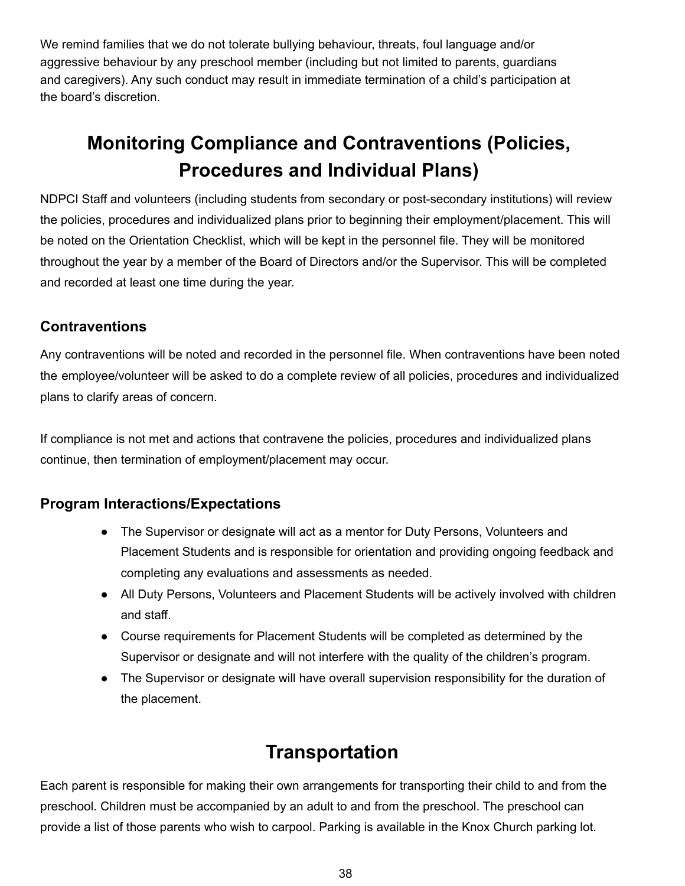We remind families that we do not tolerate bullying behaviour, threats, foul language and/or aggressive behaviour by any preschool member (including but not limited to parents, guardians and caregivers). Any such conduct may result in immediate termination of a child's participation at the board's discretion.

# Monitoring Compliance and Contraventions (Policies, Procedures and Individual Plans)

NDPCI Staff and volunteers (including students from secondary or post-secondary institutions) will review the policies, procedures and individualized plans prior to beginning their employment/placement. This will be noted on the Orientation Checklist, which will be kept in the personnel file. They will be monitored throughout the year by a member of the Board of Directors and/or the Supervisor. This will be completed and recorded at least one time during the year.

### Contraventions

Any contraventions will be noted and recorded in the personnel file. When contraventions have been noted the employee/volunteer will be asked to do a complete review of all policies, procedures and individualized plans to clarify areas of concern.

If compliance is not met and actions that contravene the policies, procedures and individualized plans continue, then termination of employment/placement may occur.

### Program Interactions/Expectations

- The Supervisor or designate will act as a mentor for Duty Persons, Volunteers and Placement Students and is responsible for orientation and providing ongoing feedback and completing any evaluations and assessments as needed.
- All Duty Persons, Volunteers and Placement Students will be actively involved with children and staff.
- Course requirements for Placement Students will be completed as determined by the Supervisor or designate and will not interfere with the quality of the children's program.
- The Supervisor or designate will have overall supervision responsibility for the duration of the placement.

# Transportation

Each parent is responsible for making their own arrangements for transporting their child to and from the preschool. Children must be accompanied by an adult to and from the preschool. The preschool can provide a list of those parents who wish to carpool. Parking is available in the Knox Church parking lot.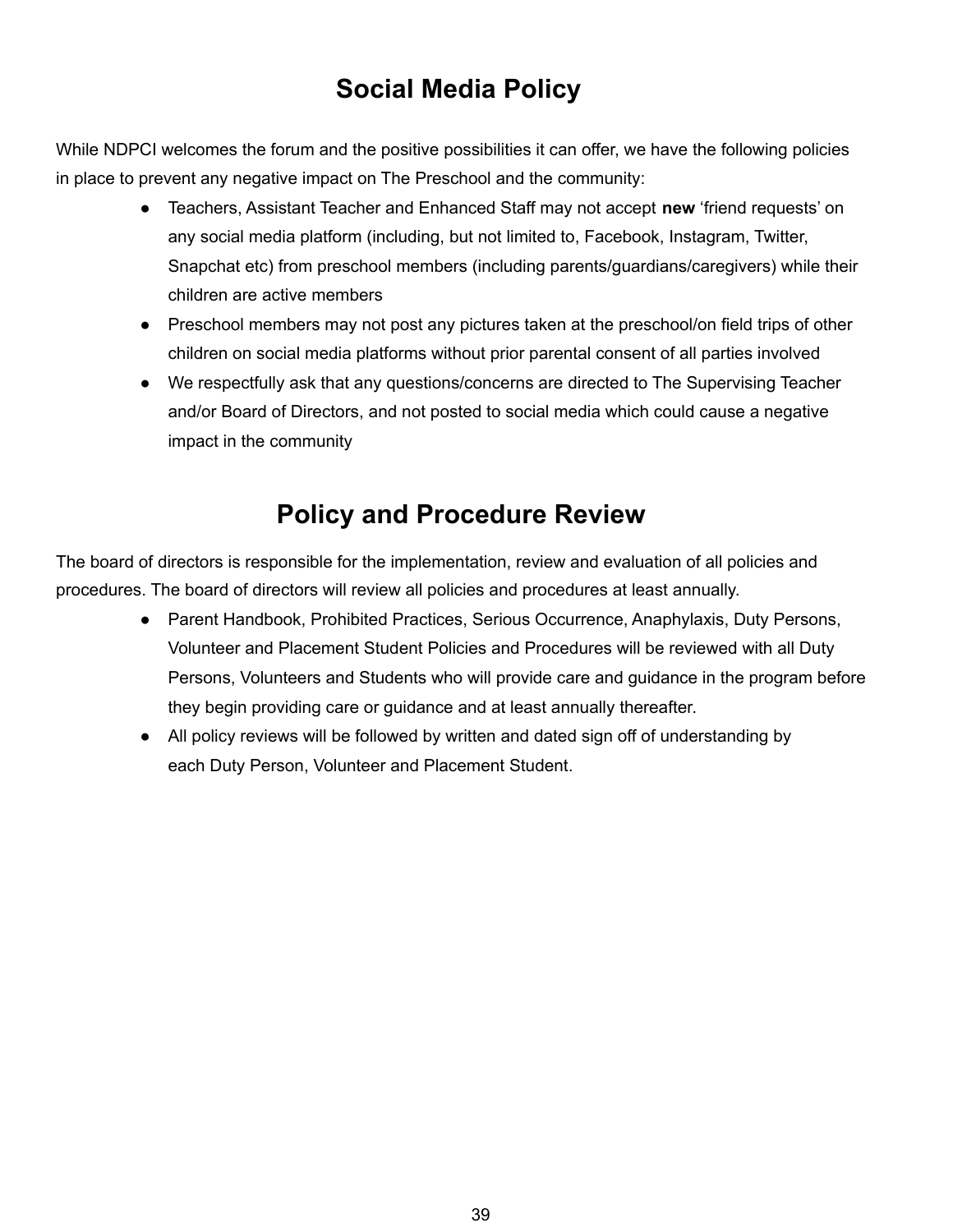## Social Media Policy

While NDPCI welcomes the forum and the positive possibilities it can offer, we have the following policies in place to prevent any negative impact on The Preschool and the community:

- Teachers, Assistant Teacher and Enhanced Staff may not accept **new** 'friend requests' on any social media platform (including, but not limited to, Facebook, Instagram, Twitter, Snapchat etc) from preschool members (including parents/guardians/caregivers) while their children are active members
- Preschool members may not post any pictures taken at the preschool/on field trips of other children on social media platforms without prior parental consent of all parties involved
- We respectfully ask that any questions/concerns are directed to The Supervising Teacher and/or Board of Directors, and not posted to social media which could cause a negative impact in the community

## Policy and Procedure Review

The board of directors is responsible for the implementation, review and evaluation of all policies and procedures. The board of directors will review all policies and procedures at least annually.

- Parent Handbook, Prohibited Practices, Serious Occurrence, Anaphylaxis, Duty Persons, Volunteer and Placement Student Policies and Procedures will be reviewed with all Duty Persons, Volunteers and Students who will provide care and guidance in the program before they begin providing care or guidance and at least annually thereafter.
- All policy reviews will be followed by written and dated sign off of understanding by each Duty Person, Volunteer and Placement Student.